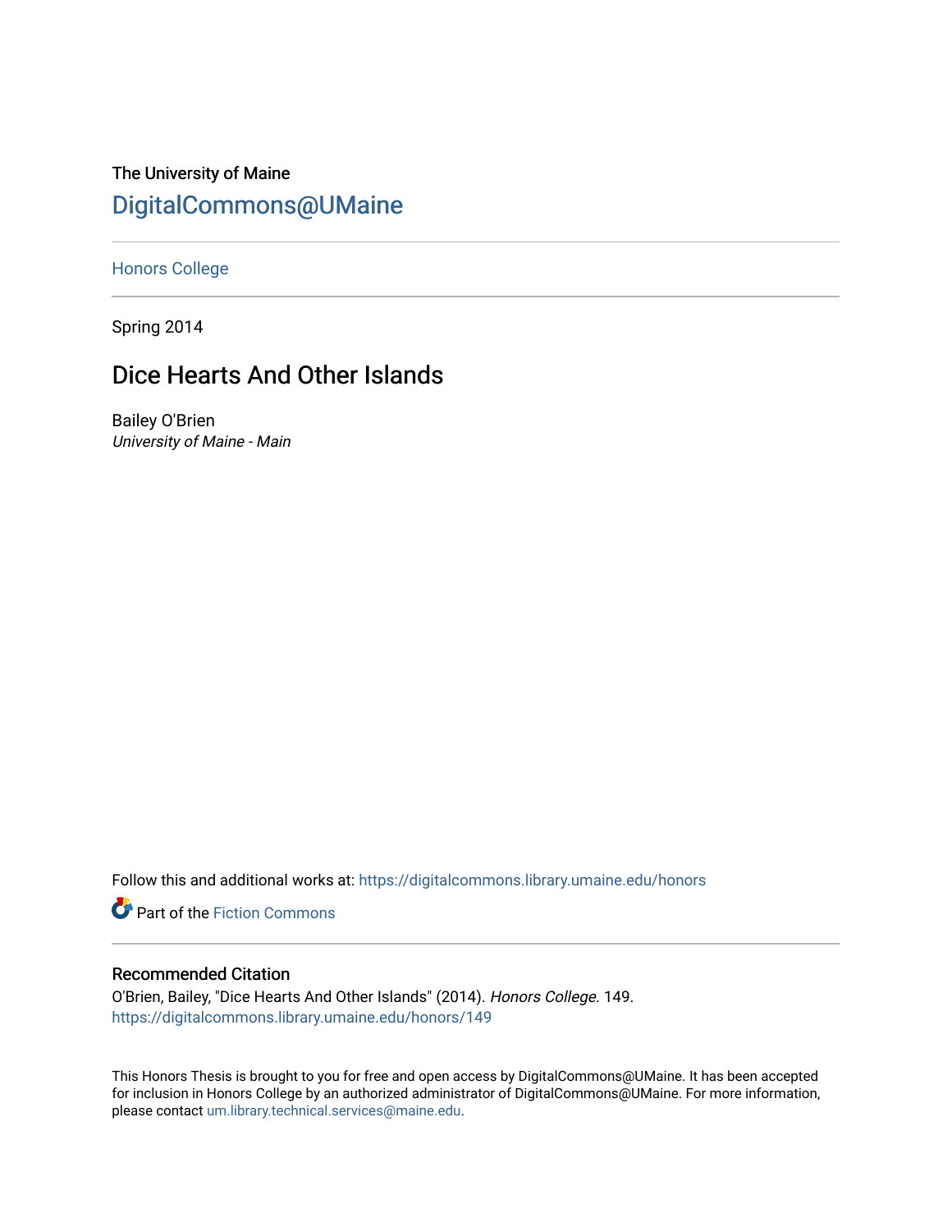The University of Maine

DigitalCommons@UMaine

Honors College

Spring 2014

# Dice Hearts And Other Islands

Bailey O'Brien
*University of Maine - Main*

Follow this and additional works at: https://digitalcommons.library.umaine.edu/honors

Part of the Fiction Commons

## Recommended Citation

O'Brien, Bailey, "Dice Hearts And Other Islands" (2014). *Honors College*. 149.
https://digitalcommons.library.umaine.edu/honors/149

This Honors Thesis is brought to you for free and open access by DigitalCommons@UMaine. It has been accepted for inclusion in Honors College by an authorized administrator of DigitalCommons@UMaine. For more information, please contact um.library.technical.services@maine.edu.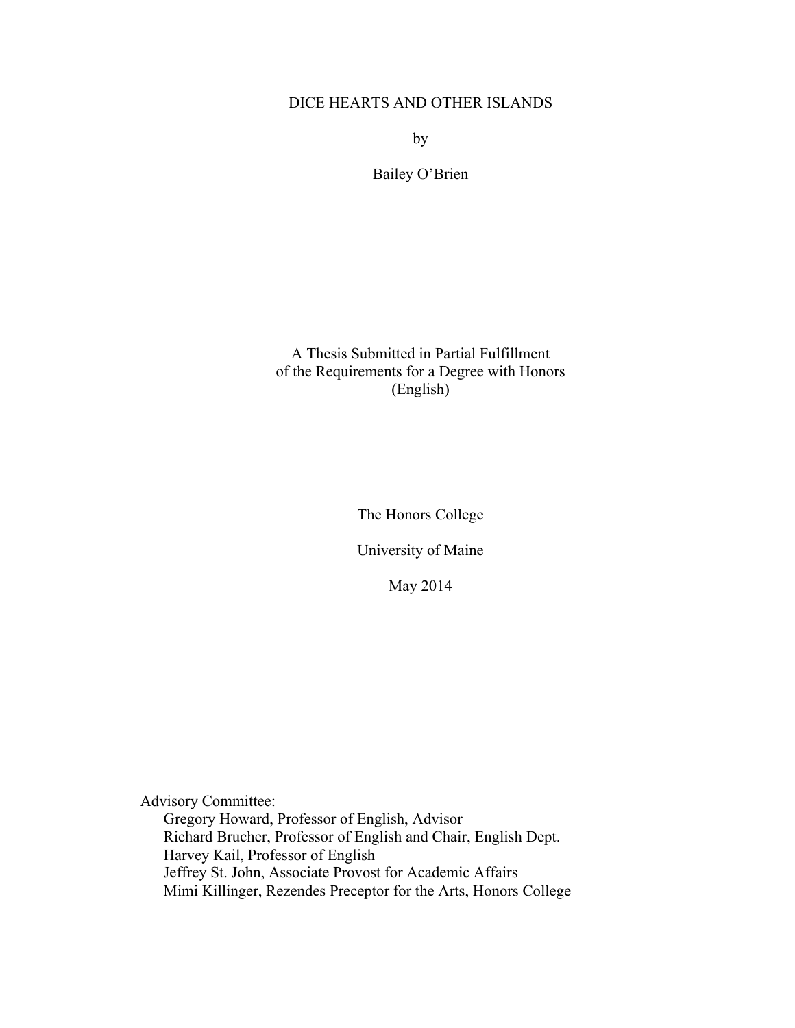# DICE HEARTS AND OTHER ISLANDS

by

Bailey O'Brien

A Thesis Submitted in Partial Fulfillment
of the Requirements for a Degree with Honors
(English)

The Honors College

University of Maine

May 2014

Advisory Committee:

- Gregory Howard, Professor of English, Advisor
- Richard Brucher, Professor of English and Chair, English Dept.
- Harvey Kail, Professor of English
- Jeffrey St. John, Associate Provost for Academic Affairs
- Mimi Killinger, Rezendes Preceptor for the Arts, Honors College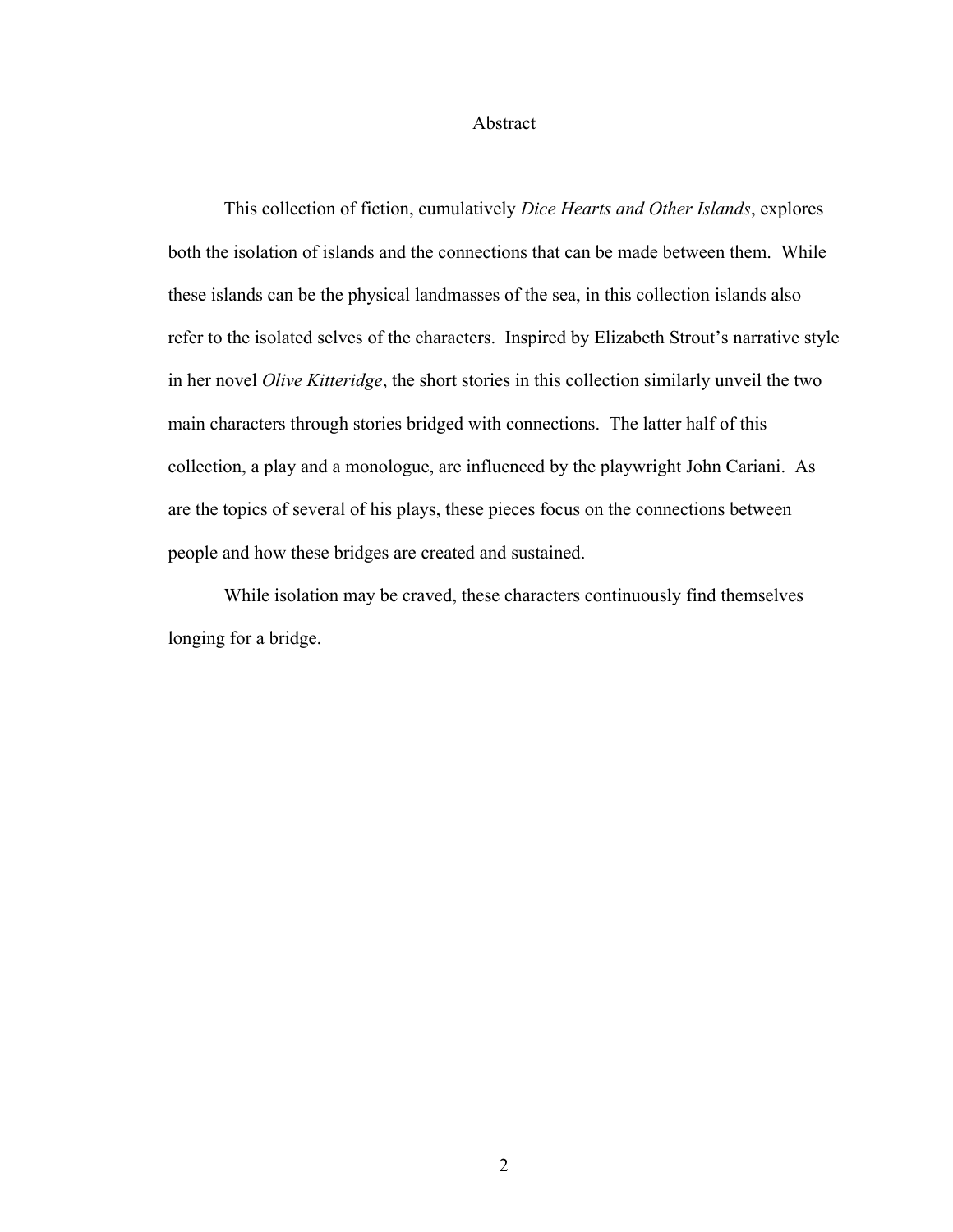# Abstract

This collection of fiction, cumulatively *Dice Hearts and Other Islands*, explores both the isolation of islands and the connections that can be made between them. While these islands can be the physical landmasses of the sea, in this collection islands also refer to the isolated selves of the characters. Inspired by Elizabeth Strout's narrative style in her novel *Olive Kitteridge*, the short stories in this collection similarly unveil the two main characters through stories bridged with connections. The latter half of this collection, a play and a monologue, are influenced by the playwright John Cariani. As are the topics of several of his plays, these pieces focus on the connections between people and how these bridges are created and sustained.

While isolation may be craved, these characters continuously find themselves longing for a bridge.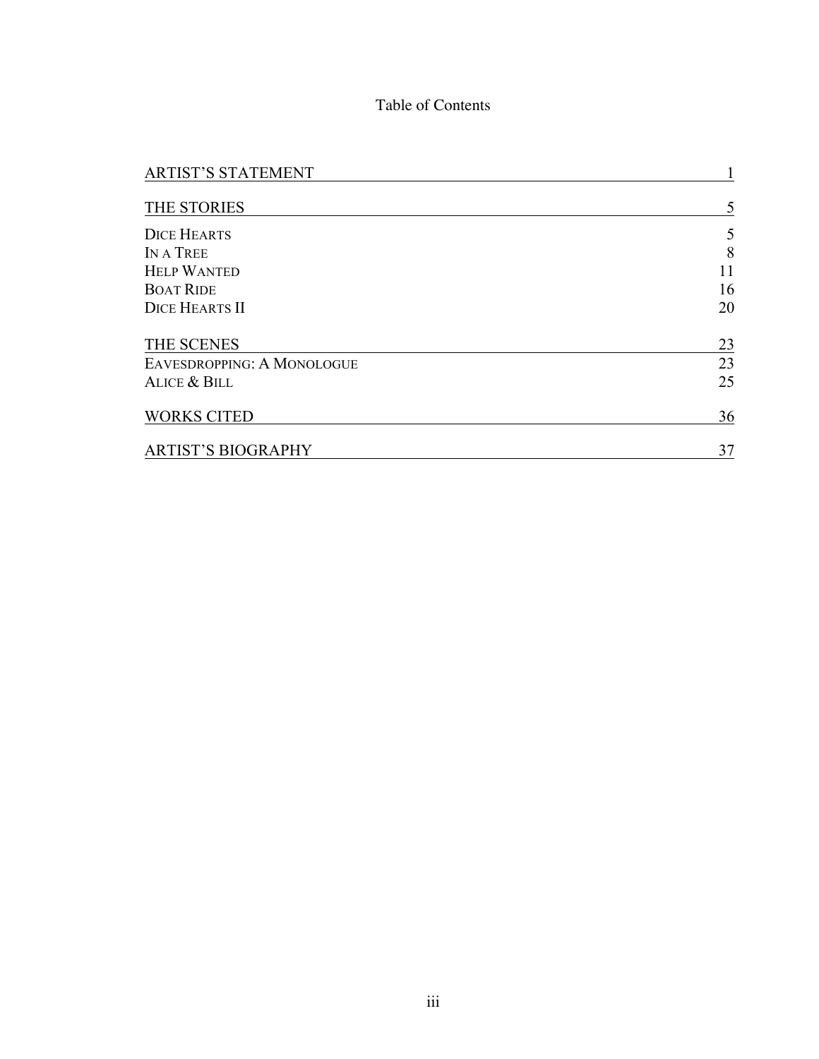# Table of Contents

| | |
|---|---|
| ARTIST'S STATEMENT | 1 |
| THE STORIES | 5 |
| DICE HEARTS | 5 |
| IN A TREE | 8 |
| HELP WANTED | 11 |
| BOAT RIDE | 16 |
| DICE HEARTS II | 20 |
| THE SCENES | 23 |
| EAVESDROPPING: A MONOLOGUE | 23 |
| ALICE & BILL | 25 |
| WORKS CITED | 36 |
| ARTIST'S BIOGRAPHY | 37 |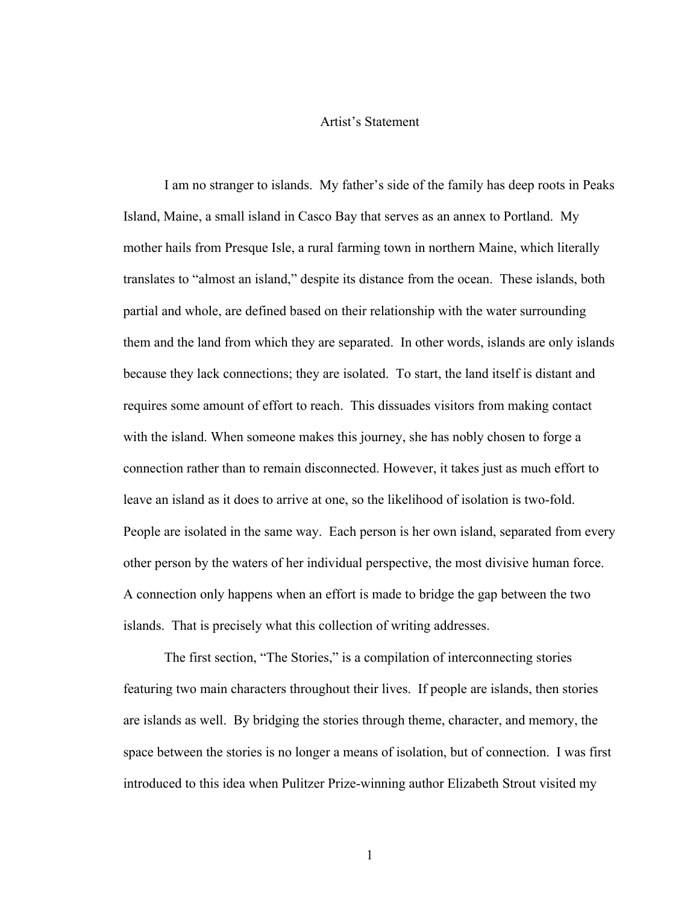# Artist's Statement

I am no stranger to islands. My father's side of the family has deep roots in Peaks Island, Maine, a small island in Casco Bay that serves as an annex to Portland. My mother hails from Presque Isle, a rural farming town in northern Maine, which literally translates to "almost an island," despite its distance from the ocean. These islands, both partial and whole, are defined based on their relationship with the water surrounding them and the land from which they are separated. In other words, islands are only islands because they lack connections; they are isolated. To start, the land itself is distant and requires some amount of effort to reach. This dissuades visitors from making contact with the island. When someone makes this journey, she has nobly chosen to forge a connection rather than to remain disconnected. However, it takes just as much effort to leave an island as it does to arrive at one, so the likelihood of isolation is two-fold. People are isolated in the same way. Each person is her own island, separated from every other person by the waters of her individual perspective, the most divisive human force. A connection only happens when an effort is made to bridge the gap between the two islands. That is precisely what this collection of writing addresses.

The first section, "The Stories," is a compilation of interconnecting stories featuring two main characters throughout their lives. If people are islands, then stories are islands as well. By bridging the stories through theme, character, and memory, the space between the stories is no longer a means of isolation, but of connection. I was first introduced to this idea when Pulitzer Prize-winning author Elizabeth Strout visited my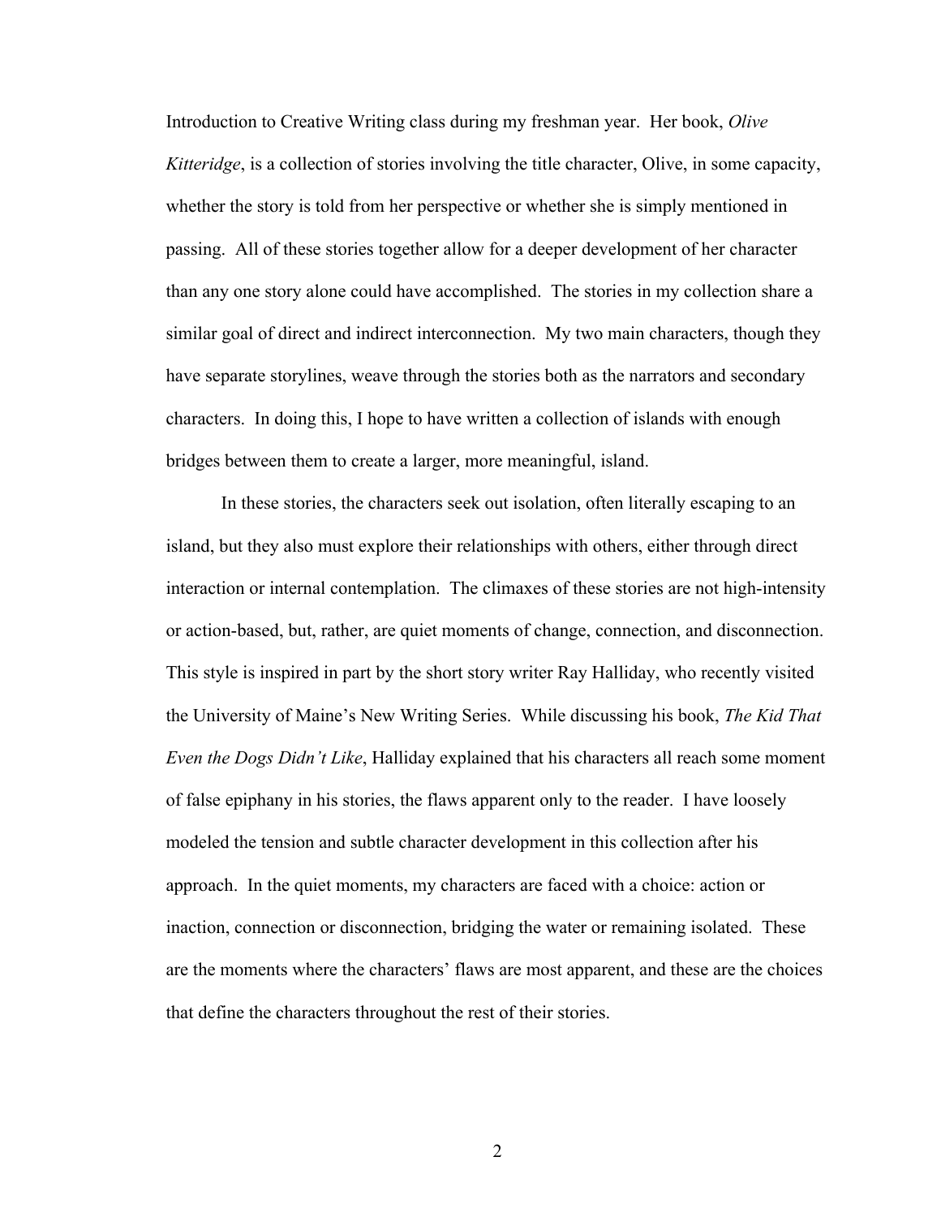Introduction to Creative Writing class during my freshman year. Her book, *Olive Kitteridge*, is a collection of stories involving the title character, Olive, in some capacity, whether the story is told from her perspective or whether she is simply mentioned in passing. All of these stories together allow for a deeper development of her character than any one story alone could have accomplished. The stories in my collection share a similar goal of direct and indirect interconnection. My two main characters, though they have separate storylines, weave through the stories both as the narrators and secondary characters. In doing this, I hope to have written a collection of islands with enough bridges between them to create a larger, more meaningful, island.

In these stories, the characters seek out isolation, often literally escaping to an island, but they also must explore their relationships with others, either through direct interaction or internal contemplation. The climaxes of these stories are not high-intensity or action-based, but, rather, are quiet moments of change, connection, and disconnection. This style is inspired in part by the short story writer Ray Halliday, who recently visited the University of Maine's New Writing Series. While discussing his book, *The Kid That Even the Dogs Didn't Like*, Halliday explained that his characters all reach some moment of false epiphany in his stories, the flaws apparent only to the reader. I have loosely modeled the tension and subtle character development in this collection after his approach. In the quiet moments, my characters are faced with a choice: action or inaction, connection or disconnection, bridging the water or remaining isolated. These are the moments where the characters' flaws are most apparent, and these are the choices that define the characters throughout the rest of their stories.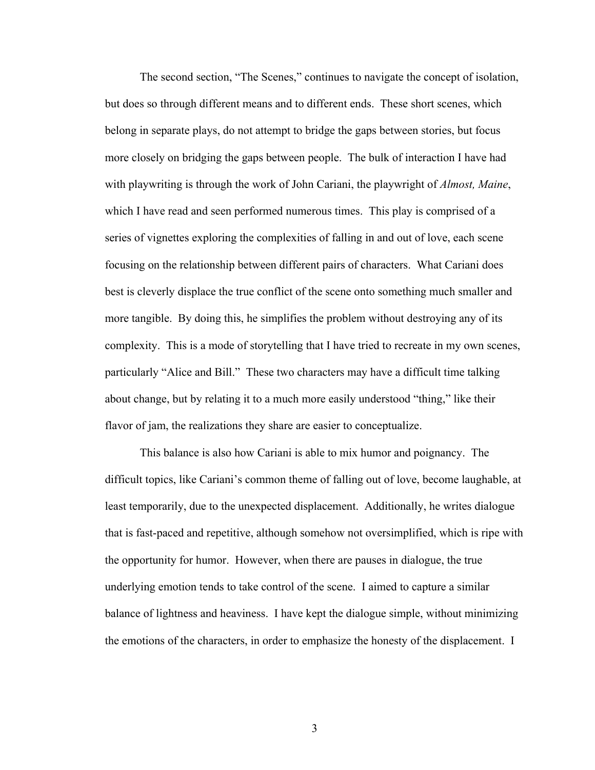The second section, "The Scenes," continues to navigate the concept of isolation, but does so through different means and to different ends. These short scenes, which belong in separate plays, do not attempt to bridge the gaps between stories, but focus more closely on bridging the gaps between people. The bulk of interaction I have had with playwriting is through the work of John Cariani, the playwright of *Almost, Maine*, which I have read and seen performed numerous times. This play is comprised of a series of vignettes exploring the complexities of falling in and out of love, each scene focusing on the relationship between different pairs of characters. What Cariani does best is cleverly displace the true conflict of the scene onto something much smaller and more tangible. By doing this, he simplifies the problem without destroying any of its complexity. This is a mode of storytelling that I have tried to recreate in my own scenes, particularly "Alice and Bill." These two characters may have a difficult time talking about change, but by relating it to a much more easily understood "thing," like their flavor of jam, the realizations they share are easier to conceptualize.

This balance is also how Cariani is able to mix humor and poignancy. The difficult topics, like Cariani's common theme of falling out of love, become laughable, at least temporarily, due to the unexpected displacement. Additionally, he writes dialogue that is fast-paced and repetitive, although somehow not oversimplified, which is ripe with the opportunity for humor. However, when there are pauses in dialogue, the true underlying emotion tends to take control of the scene. I aimed to capture a similar balance of lightness and heaviness. I have kept the dialogue simple, without minimizing the emotions of the characters, in order to emphasize the honesty of the displacement. I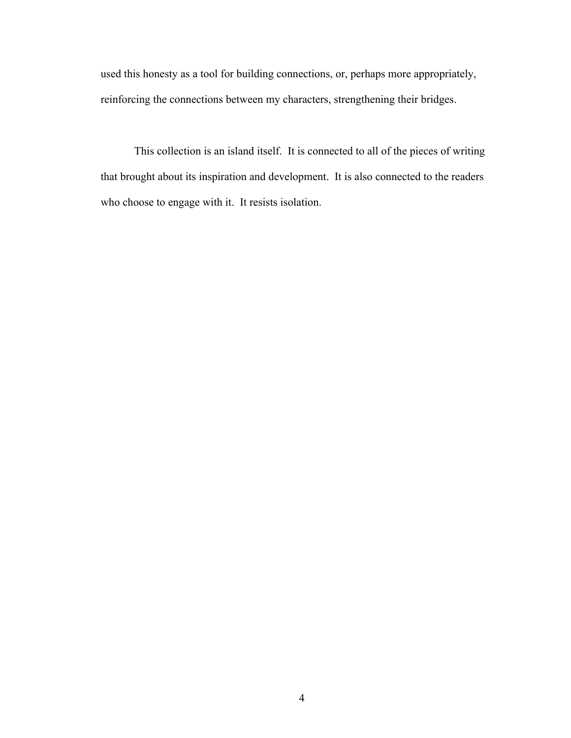used this honesty as a tool for building connections, or, perhaps more appropriately, reinforcing the connections between my characters, strengthening their bridges.

This collection is an island itself. It is connected to all of the pieces of writing that brought about its inspiration and development. It is also connected to the readers who choose to engage with it. It resists isolation.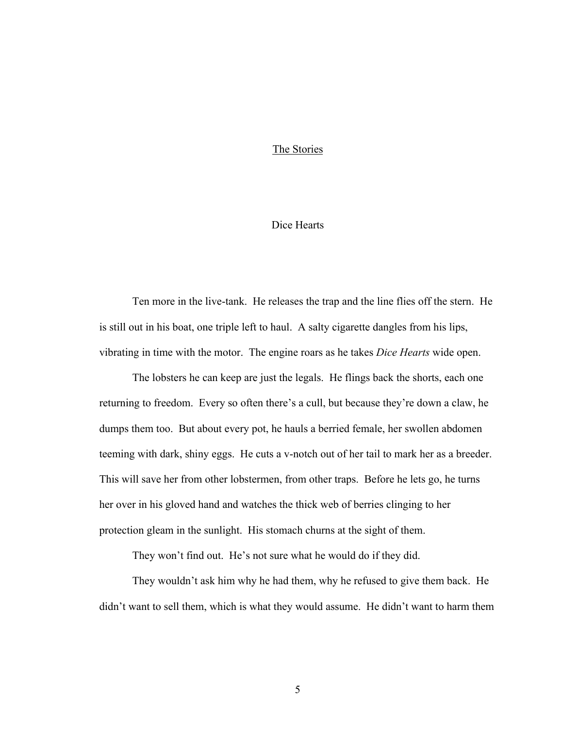# The Stories

## Dice Hearts

Ten more in the live-tank. He releases the trap and the line flies off the stern. He is still out in his boat, one triple left to haul. A salty cigarette dangles from his lips, vibrating in time with the motor. The engine roars as he takes *Dice Hearts* wide open.

The lobsters he can keep are just the legals. He flings back the shorts, each one returning to freedom. Every so often there's a cull, but because they're down a claw, he dumps them too. But about every pot, he hauls a berried female, her swollen abdomen teeming with dark, shiny eggs. He cuts a v-notch out of her tail to mark her as a breeder. This will save her from other lobstermen, from other traps. Before he lets go, he turns her over in his gloved hand and watches the thick web of berries clinging to her protection gleam in the sunlight. His stomach churns at the sight of them.

They won't find out. He's not sure what he would do if they did.

They wouldn't ask him why he had them, why he refused to give them back. He didn't want to sell them, which is what they would assume. He didn't want to harm them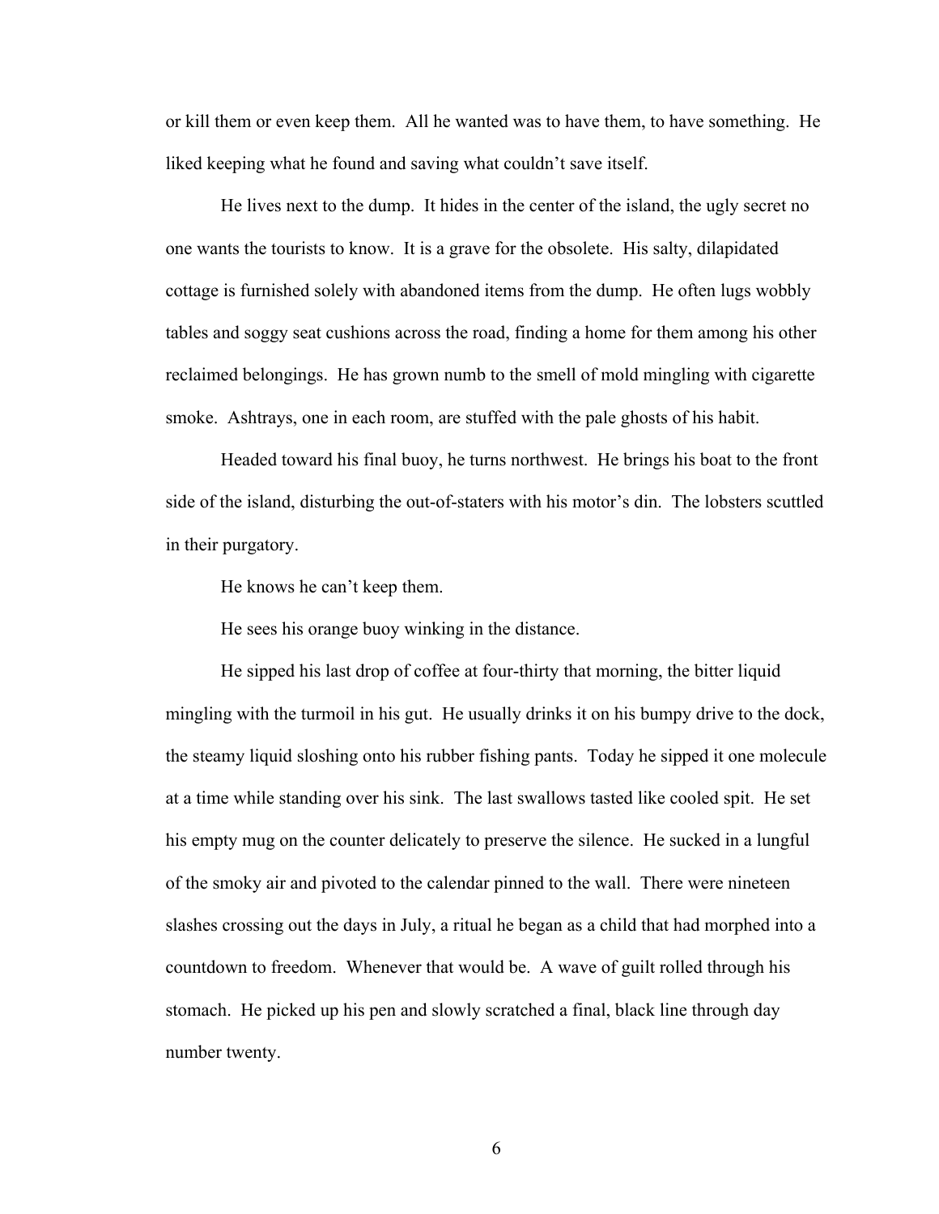or kill them or even keep them. All he wanted was to have them, to have something. He liked keeping what he found and saving what couldn't save itself.

He lives next to the dump. It hides in the center of the island, the ugly secret no one wants the tourists to know. It is a grave for the obsolete. His salty, dilapidated cottage is furnished solely with abandoned items from the dump. He often lugs wobbly tables and soggy seat cushions across the road, finding a home for them among his other reclaimed belongings. He has grown numb to the smell of mold mingling with cigarette smoke. Ashtrays, one in each room, are stuffed with the pale ghosts of his habit.

Headed toward his final buoy, he turns northwest. He brings his boat to the front side of the island, disturbing the out-of-staters with his motor's din. The lobsters scuttled in their purgatory.

He knows he can't keep them.

He sees his orange buoy winking in the distance.

He sipped his last drop of coffee at four-thirty that morning, the bitter liquid mingling with the turmoil in his gut. He usually drinks it on his bumpy drive to the dock, the steamy liquid sloshing onto his rubber fishing pants. Today he sipped it one molecule at a time while standing over his sink. The last swallows tasted like cooled spit. He set his empty mug on the counter delicately to preserve the silence. He sucked in a lungful of the smoky air and pivoted to the calendar pinned to the wall. There were nineteen slashes crossing out the days in July, a ritual he began as a child that had morphed into a countdown to freedom. Whenever that would be. A wave of guilt rolled through his stomach. He picked up his pen and slowly scratched a final, black line through day number twenty.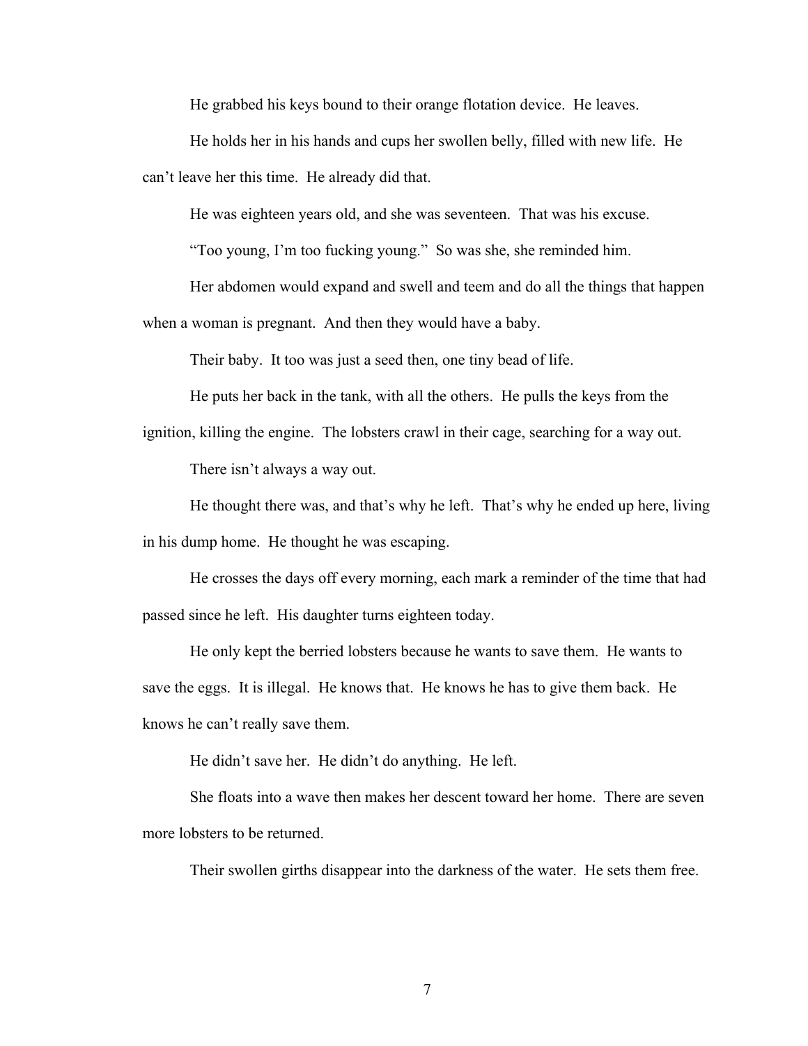He grabbed his keys bound to their orange flotation device. He leaves.

He holds her in his hands and cups her swollen belly, filled with new life. He can't leave her this time. He already did that.

He was eighteen years old, and she was seventeen. That was his excuse.

"Too young, I'm too fucking young." So was she, she reminded him.

Her abdomen would expand and swell and teem and do all the things that happen when a woman is pregnant. And then they would have a baby.

Their baby. It too was just a seed then, one tiny bead of life.

He puts her back in the tank, with all the others. He pulls the keys from the ignition, killing the engine. The lobsters crawl in their cage, searching for a way out.

There isn't always a way out.

He thought there was, and that's why he left. That's why he ended up here, living in his dump home. He thought he was escaping.

He crosses the days off every morning, each mark a reminder of the time that had passed since he left. His daughter turns eighteen today.

He only kept the berried lobsters because he wants to save them. He wants to save the eggs. It is illegal. He knows that. He knows he has to give them back. He knows he can't really save them.

He didn't save her. He didn't do anything. He left.

She floats into a wave then makes her descent toward her home. There are seven more lobsters to be returned.

Their swollen girths disappear into the darkness of the water. He sets them free.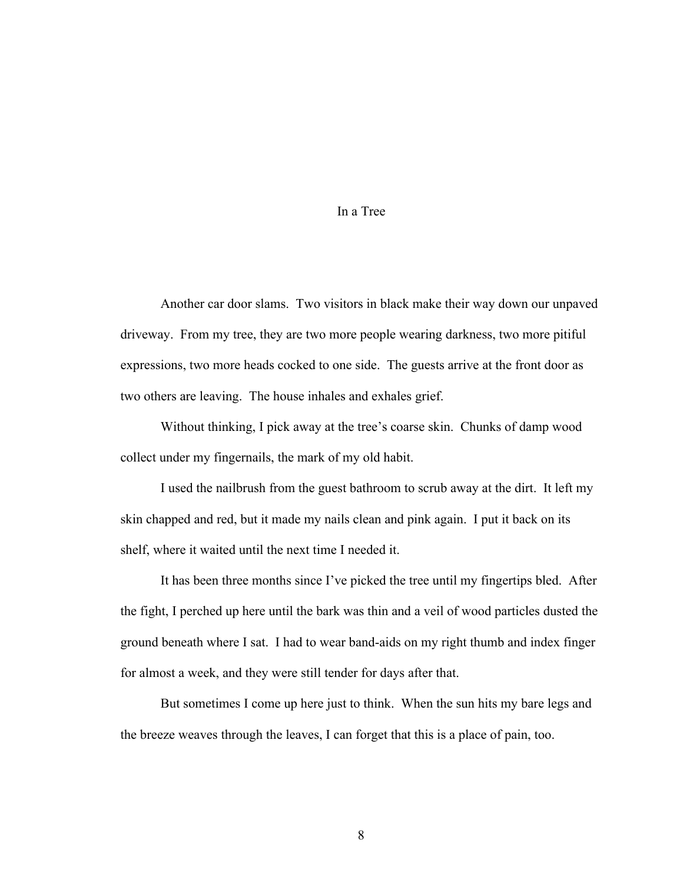# In a Tree

Another car door slams. Two visitors in black make their way down our unpaved driveway. From my tree, they are two more people wearing darkness, two more pitiful expressions, two more heads cocked to one side. The guests arrive at the front door as two others are leaving. The house inhales and exhales grief.

Without thinking, I pick away at the tree's coarse skin. Chunks of damp wood collect under my fingernails, the mark of my old habit.

I used the nailbrush from the guest bathroom to scrub away at the dirt. It left my skin chapped and red, but it made my nails clean and pink again. I put it back on its shelf, where it waited until the next time I needed it.

It has been three months since I've picked the tree until my fingertips bled. After the fight, I perched up here until the bark was thin and a veil of wood particles dusted the ground beneath where I sat. I had to wear band-aids on my right thumb and index finger for almost a week, and they were still tender for days after that.

But sometimes I come up here just to think. When the sun hits my bare legs and the breeze weaves through the leaves, I can forget that this is a place of pain, too.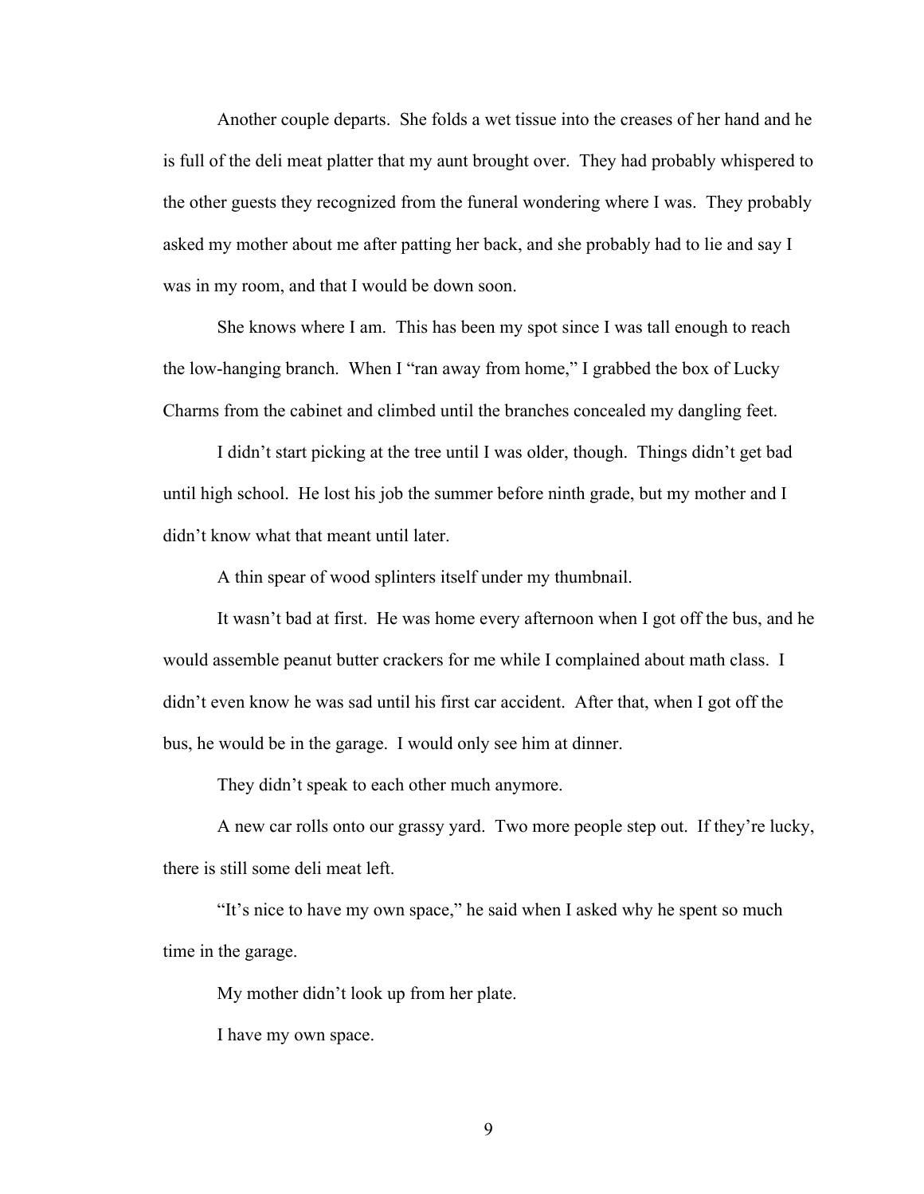Another couple departs. She folds a wet tissue into the creases of her hand and he is full of the deli meat platter that my aunt brought over. They had probably whispered to the other guests they recognized from the funeral wondering where I was. They probably asked my mother about me after patting her back, and she probably had to lie and say I was in my room, and that I would be down soon.

She knows where I am. This has been my spot since I was tall enough to reach the low-hanging branch. When I "ran away from home," I grabbed the box of Lucky Charms from the cabinet and climbed until the branches concealed my dangling feet.

I didn't start picking at the tree until I was older, though. Things didn't get bad until high school. He lost his job the summer before ninth grade, but my mother and I didn't know what that meant until later.

A thin spear of wood splinters itself under my thumbnail.

It wasn't bad at first. He was home every afternoon when I got off the bus, and he would assemble peanut butter crackers for me while I complained about math class. I didn't even know he was sad until his first car accident. After that, when I got off the bus, he would be in the garage. I would only see him at dinner.

They didn't speak to each other much anymore.

A new car rolls onto our grassy yard. Two more people step out. If they're lucky, there is still some deli meat left.

"It's nice to have my own space," he said when I asked why he spent so much time in the garage.

My mother didn't look up from her plate.

I have my own space.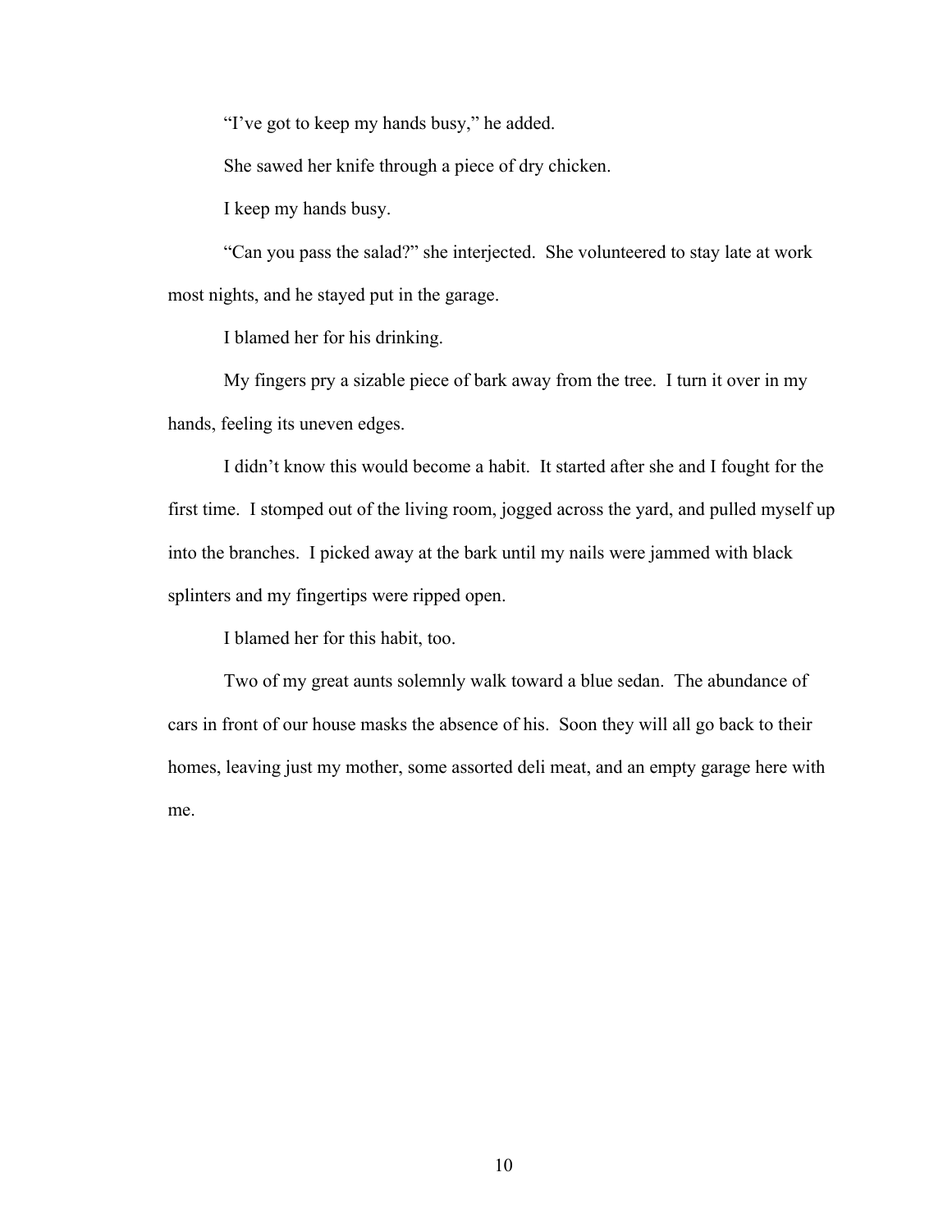"I've got to keep my hands busy," he added.

She sawed her knife through a piece of dry chicken.

I keep my hands busy.

"Can you pass the salad?" she interjected. She volunteered to stay late at work most nights, and he stayed put in the garage.

I blamed her for his drinking.

My fingers pry a sizable piece of bark away from the tree. I turn it over in my hands, feeling its uneven edges.

I didn't know this would become a habit. It started after she and I fought for the first time. I stomped out of the living room, jogged across the yard, and pulled myself up into the branches. I picked away at the bark until my nails were jammed with black splinters and my fingertips were ripped open.

I blamed her for this habit, too.

Two of my great aunts solemnly walk toward a blue sedan. The abundance of cars in front of our house masks the absence of his. Soon they will all go back to their homes, leaving just my mother, some assorted deli meat, and an empty garage here with me.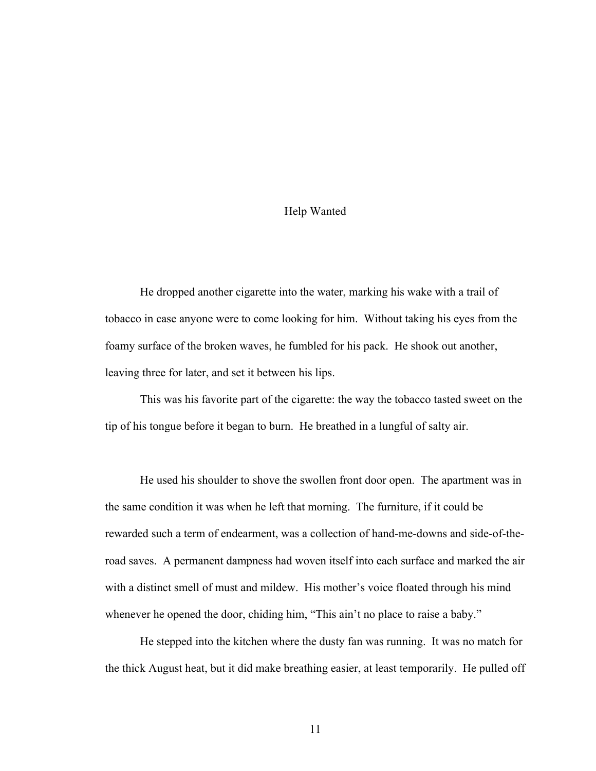# Help Wanted

He dropped another cigarette into the water, marking his wake with a trail of tobacco in case anyone were to come looking for him. Without taking his eyes from the foamy surface of the broken waves, he fumbled for his pack. He shook out another, leaving three for later, and set it between his lips.

This was his favorite part of the cigarette: the way the tobacco tasted sweet on the tip of his tongue before it began to burn. He breathed in a lungful of salty air.

He used his shoulder to shove the swollen front door open. The apartment was in the same condition it was when he left that morning. The furniture, if it could be rewarded such a term of endearment, was a collection of hand-me-downs and side-of-the-road saves. A permanent dampness had woven itself into each surface and marked the air with a distinct smell of must and mildew. His mother's voice floated through his mind whenever he opened the door, chiding him, "This ain't no place to raise a baby."

He stepped into the kitchen where the dusty fan was running. It was no match for the thick August heat, but it did make breathing easier, at least temporarily. He pulled off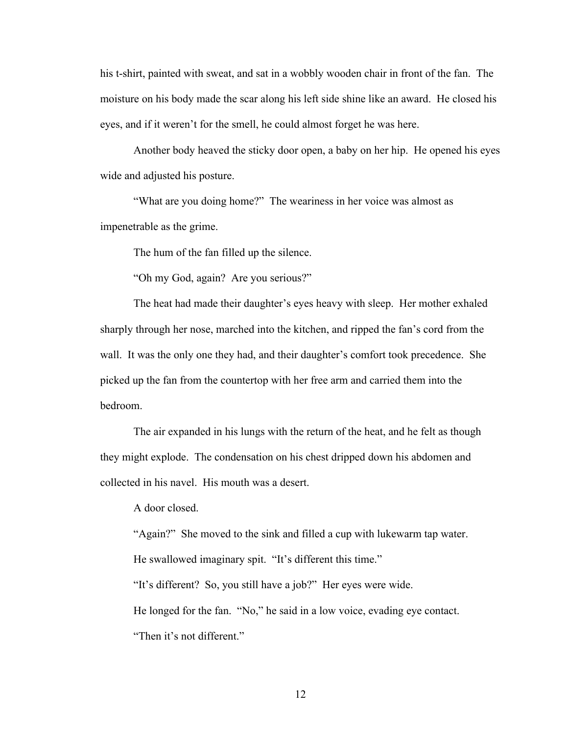his t-shirt, painted with sweat, and sat in a wobbly wooden chair in front of the fan. The moisture on his body made the scar along his left side shine like an award. He closed his eyes, and if it weren't for the smell, he could almost forget he was here.

Another body heaved the sticky door open, a baby on her hip. He opened his eyes wide and adjusted his posture.

"What are you doing home?" The weariness in her voice was almost as impenetrable as the grime.

The hum of the fan filled up the silence.

"Oh my God, again? Are you serious?"

The heat had made their daughter's eyes heavy with sleep. Her mother exhaled sharply through her nose, marched into the kitchen, and ripped the fan's cord from the wall. It was the only one they had, and their daughter's comfort took precedence. She picked up the fan from the countertop with her free arm and carried them into the bedroom.

The air expanded in his lungs with the return of the heat, and he felt as though they might explode. The condensation on his chest dripped down his abdomen and collected in his navel. His mouth was a desert.

A door closed.

"Again?" She moved to the sink and filled a cup with lukewarm tap water.

He swallowed imaginary spit. "It's different this time."

"It's different? So, you still have a job?" Her eyes were wide.

He longed for the fan. "No," he said in a low voice, evading eye contact.

"Then it's not different."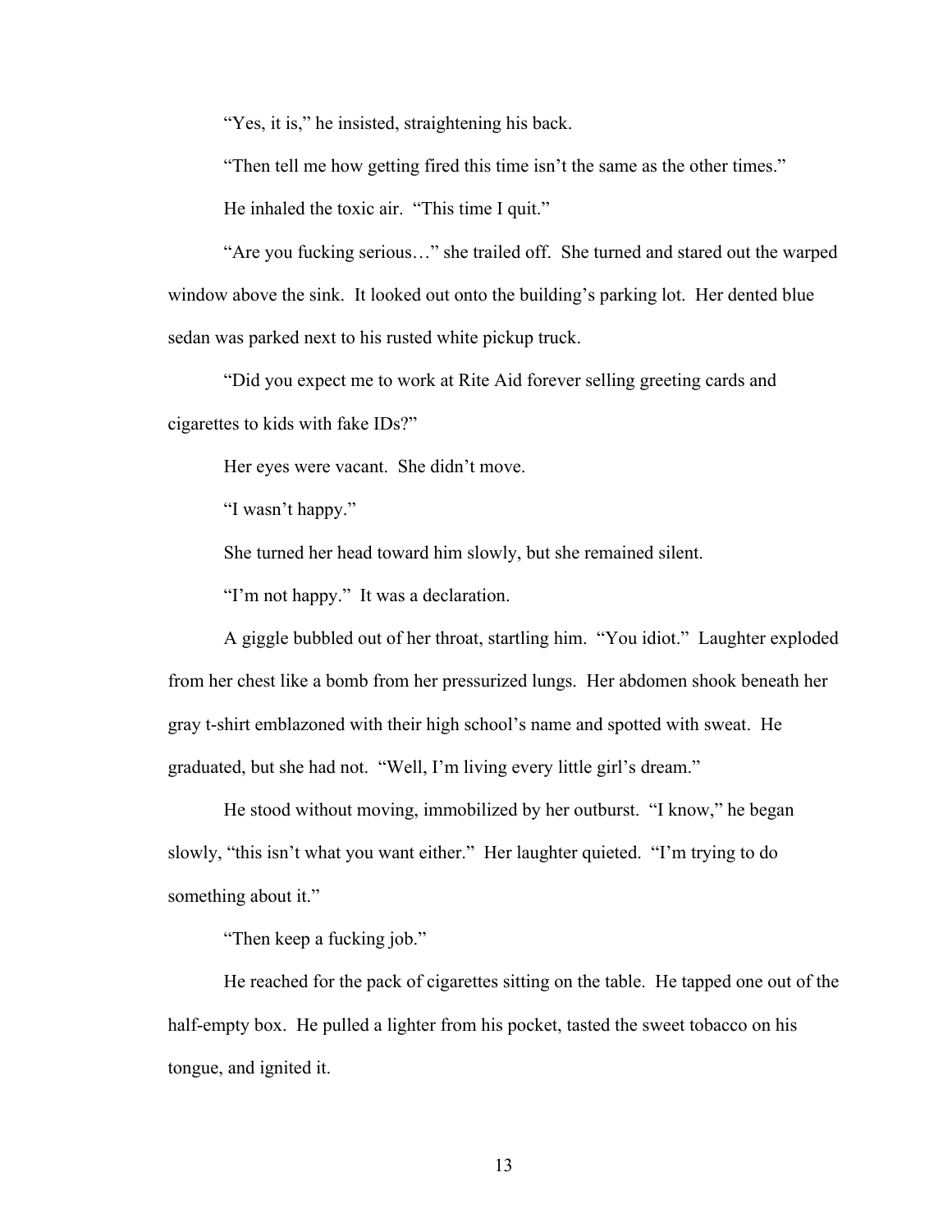"Yes, it is," he insisted, straightening his back.

"Then tell me how getting fired this time isn't the same as the other times."

He inhaled the toxic air. "This time I quit."

"Are you fucking serious…" she trailed off. She turned and stared out the warped window above the sink. It looked out onto the building's parking lot. Her dented blue sedan was parked next to his rusted white pickup truck.

"Did you expect me to work at Rite Aid forever selling greeting cards and cigarettes to kids with fake IDs?"

Her eyes were vacant. She didn't move.

"I wasn't happy."

She turned her head toward him slowly, but she remained silent.

"I'm not happy." It was a declaration.

A giggle bubbled out of her throat, startling him. "You idiot." Laughter exploded from her chest like a bomb from her pressurized lungs. Her abdomen shook beneath her gray t-shirt emblazoned with their high school's name and spotted with sweat. He graduated, but she had not. "Well, I'm living every little girl's dream."

He stood without moving, immobilized by her outburst. "I know," he began slowly, "this isn't what you want either." Her laughter quieted. "I'm trying to do something about it."

"Then keep a fucking job."

He reached for the pack of cigarettes sitting on the table. He tapped one out of the half-empty box. He pulled a lighter from his pocket, tasted the sweet tobacco on his tongue, and ignited it.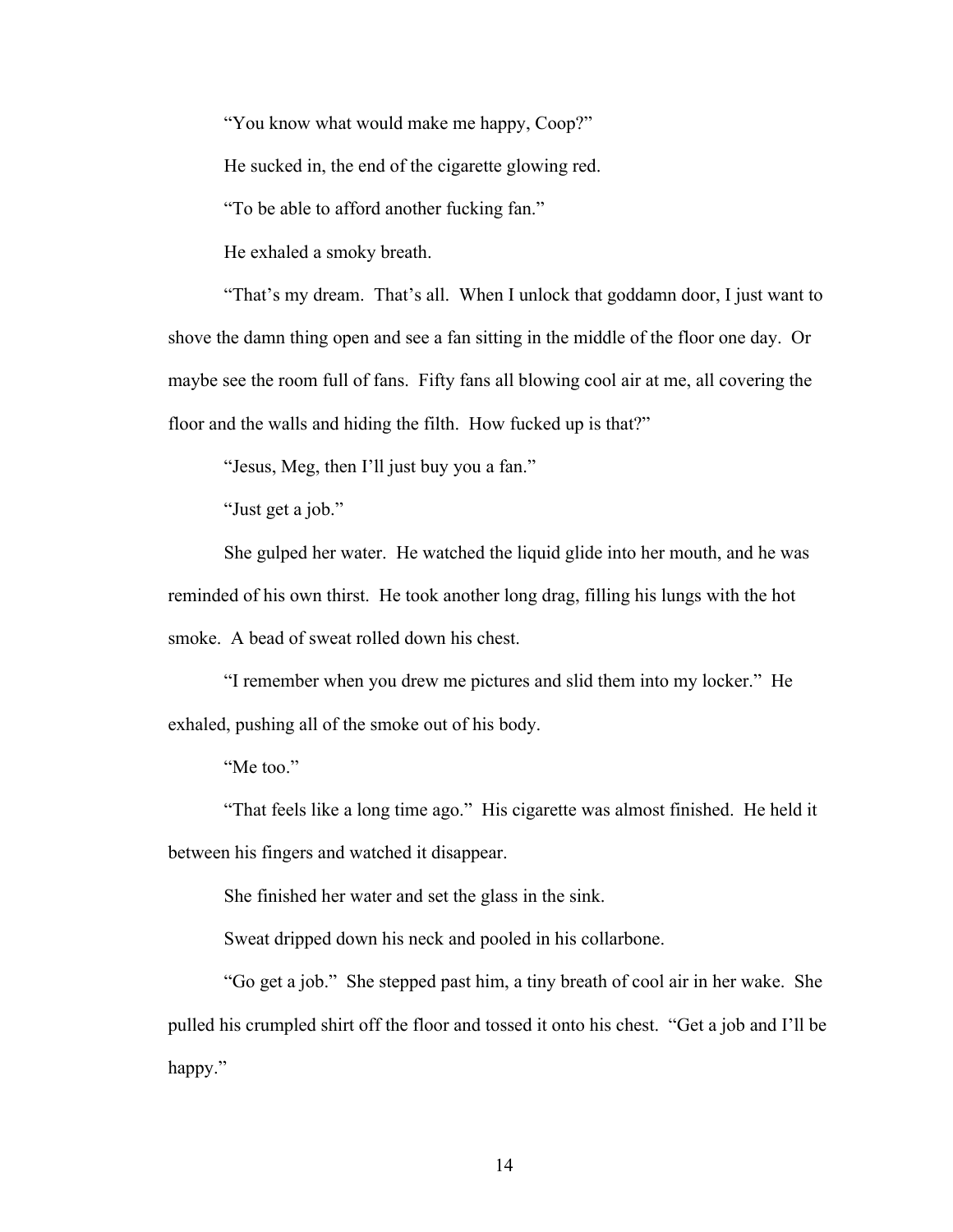"You know what would make me happy, Coop?"

He sucked in, the end of the cigarette glowing red.

"To be able to afford another fucking fan."

He exhaled a smoky breath.

"That's my dream. That's all. When I unlock that goddamn door, I just want to shove the damn thing open and see a fan sitting in the middle of the floor one day. Or maybe see the room full of fans. Fifty fans all blowing cool air at me, all covering the floor and the walls and hiding the filth. How fucked up is that?"

"Jesus, Meg, then I'll just buy you a fan."

"Just get a job."

She gulped her water. He watched the liquid glide into her mouth, and he was reminded of his own thirst. He took another long drag, filling his lungs with the hot smoke. A bead of sweat rolled down his chest.

"I remember when you drew me pictures and slid them into my locker." He exhaled, pushing all of the smoke out of his body.

"Me too."

"That feels like a long time ago." His cigarette was almost finished. He held it between his fingers and watched it disappear.

She finished her water and set the glass in the sink.

Sweat dripped down his neck and pooled in his collarbone.

"Go get a job." She stepped past him, a tiny breath of cool air in her wake. She pulled his crumpled shirt off the floor and tossed it onto his chest. "Get a job and I'll be happy."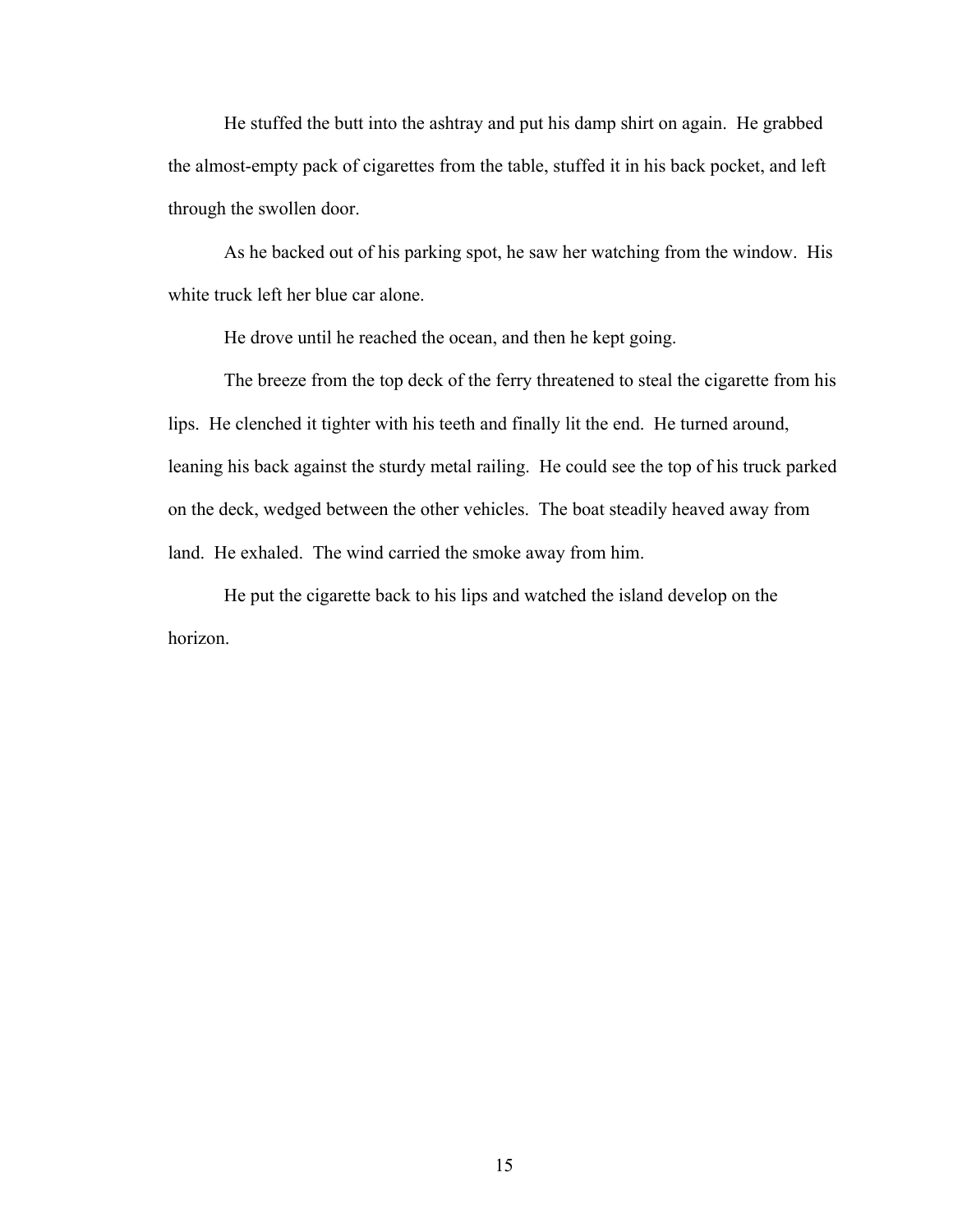He stuffed the butt into the ashtray and put his damp shirt on again. He grabbed the almost-empty pack of cigarettes from the table, stuffed it in his back pocket, and left through the swollen door.

As he backed out of his parking spot, he saw her watching from the window. His white truck left her blue car alone.

He drove until he reached the ocean, and then he kept going.

The breeze from the top deck of the ferry threatened to steal the cigarette from his lips. He clenched it tighter with his teeth and finally lit the end. He turned around, leaning his back against the sturdy metal railing. He could see the top of his truck parked on the deck, wedged between the other vehicles. The boat steadily heaved away from land. He exhaled. The wind carried the smoke away from him.

He put the cigarette back to his lips and watched the island develop on the horizon.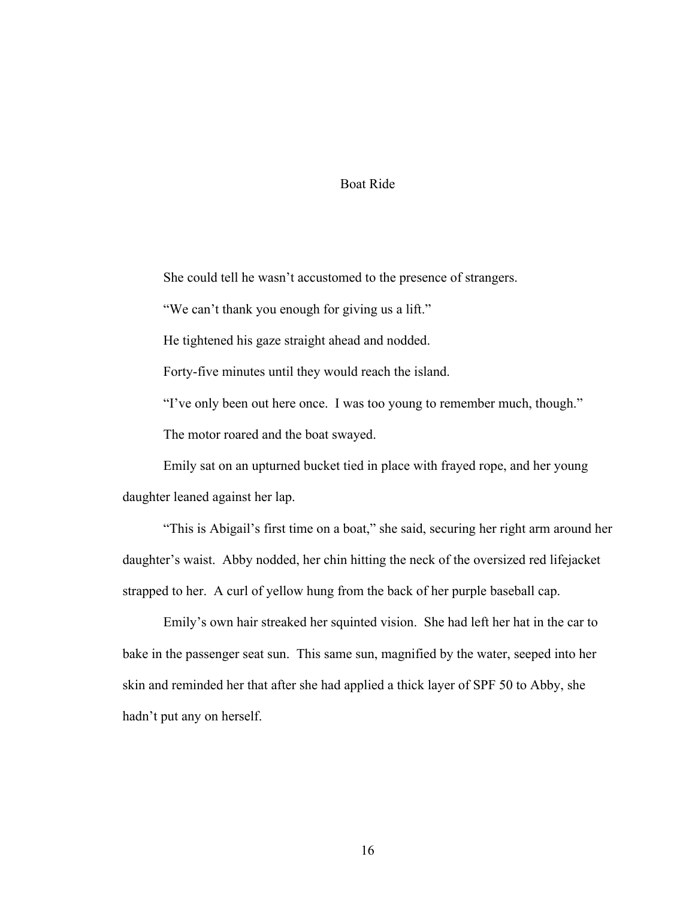# Boat Ride

She could tell he wasn't accustomed to the presence of strangers.

"We can't thank you enough for giving us a lift."

He tightened his gaze straight ahead and nodded.

Forty-five minutes until they would reach the island.

"I've only been out here once. I was too young to remember much, though."

The motor roared and the boat swayed.

Emily sat on an upturned bucket tied in place with frayed rope, and her young daughter leaned against her lap.

"This is Abigail's first time on a boat," she said, securing her right arm around her daughter's waist. Abby nodded, her chin hitting the neck of the oversized red lifejacket strapped to her. A curl of yellow hung from the back of her purple baseball cap.

Emily's own hair streaked her squinted vision. She had left her hat in the car to bake in the passenger seat sun. This same sun, magnified by the water, seeped into her skin and reminded her that after she had applied a thick layer of SPF 50 to Abby, she hadn't put any on herself.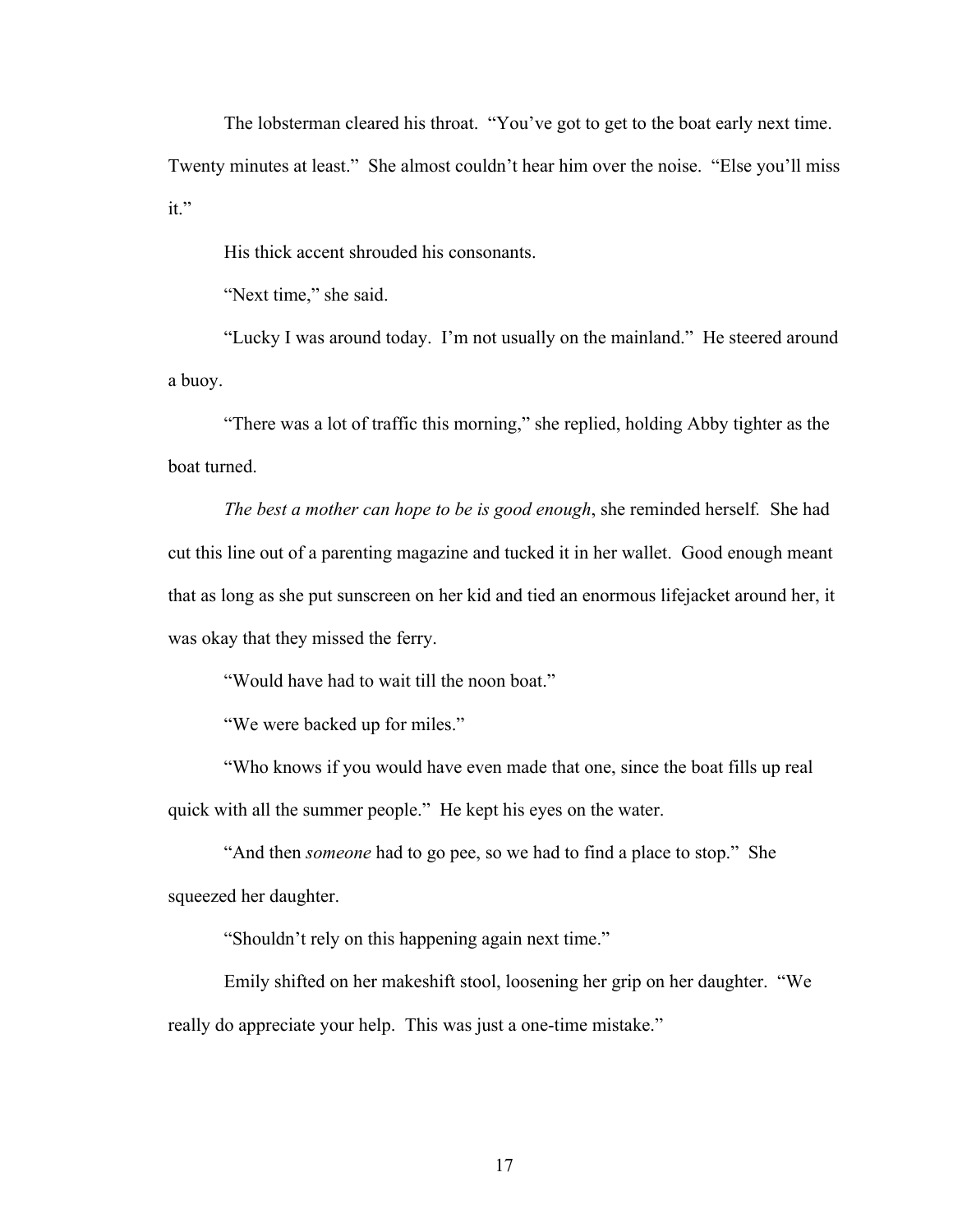The lobsterman cleared his throat. "You've got to get to the boat early next time. Twenty minutes at least." She almost couldn't hear him over the noise. "Else you'll miss it."

His thick accent shrouded his consonants.

"Next time," she said.

"Lucky I was around today. I'm not usually on the mainland." He steered around a buoy.

"There was a lot of traffic this morning," she replied, holding Abby tighter as the boat turned.

*The best a mother can hope to be is good enough*, she reminded herself. She had cut this line out of a parenting magazine and tucked it in her wallet. Good enough meant that as long as she put sunscreen on her kid and tied an enormous lifejacket around her, it was okay that they missed the ferry.

"Would have had to wait till the noon boat."

"We were backed up for miles."

"Who knows if you would have even made that one, since the boat fills up real quick with all the summer people." He kept his eyes on the water.

"And then *someone* had to go pee, so we had to find a place to stop." She squeezed her daughter.

"Shouldn't rely on this happening again next time."

Emily shifted on her makeshift stool, loosening her grip on her daughter. "We really do appreciate your help. This was just a one-time mistake."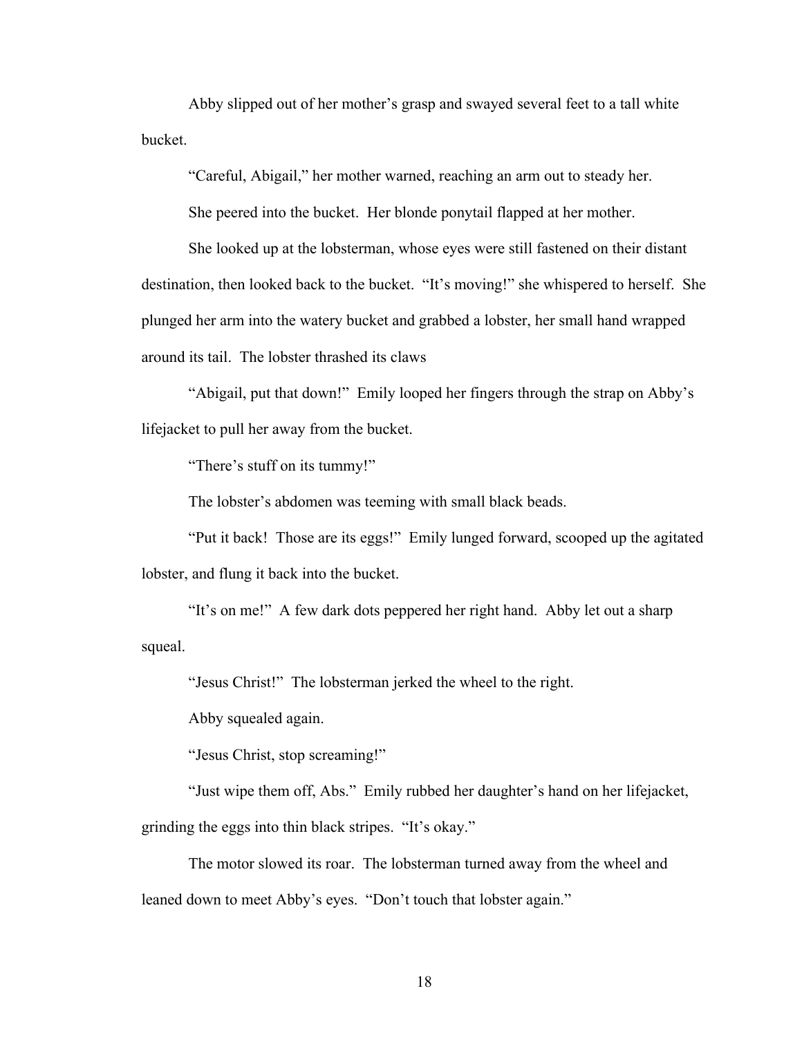Abby slipped out of her mother's grasp and swayed several feet to a tall white bucket.

"Careful, Abigail," her mother warned, reaching an arm out to steady her.

She peered into the bucket. Her blonde ponytail flapped at her mother.

She looked up at the lobsterman, whose eyes were still fastened on their distant destination, then looked back to the bucket. "It's moving!" she whispered to herself. She plunged her arm into the watery bucket and grabbed a lobster, her small hand wrapped around its tail. The lobster thrashed its claws

"Abigail, put that down!" Emily looped her fingers through the strap on Abby's lifejacket to pull her away from the bucket.

"There's stuff on its tummy!"

The lobster's abdomen was teeming with small black beads.

"Put it back! Those are its eggs!" Emily lunged forward, scooped up the agitated lobster, and flung it back into the bucket.

"It's on me!" A few dark dots peppered her right hand. Abby let out a sharp squeal.

"Jesus Christ!" The lobsterman jerked the wheel to the right.

Abby squealed again.

"Jesus Christ, stop screaming!"

"Just wipe them off, Abs." Emily rubbed her daughter's hand on her lifejacket, grinding the eggs into thin black stripes. "It's okay."

The motor slowed its roar. The lobsterman turned away from the wheel and leaned down to meet Abby's eyes. "Don't touch that lobster again."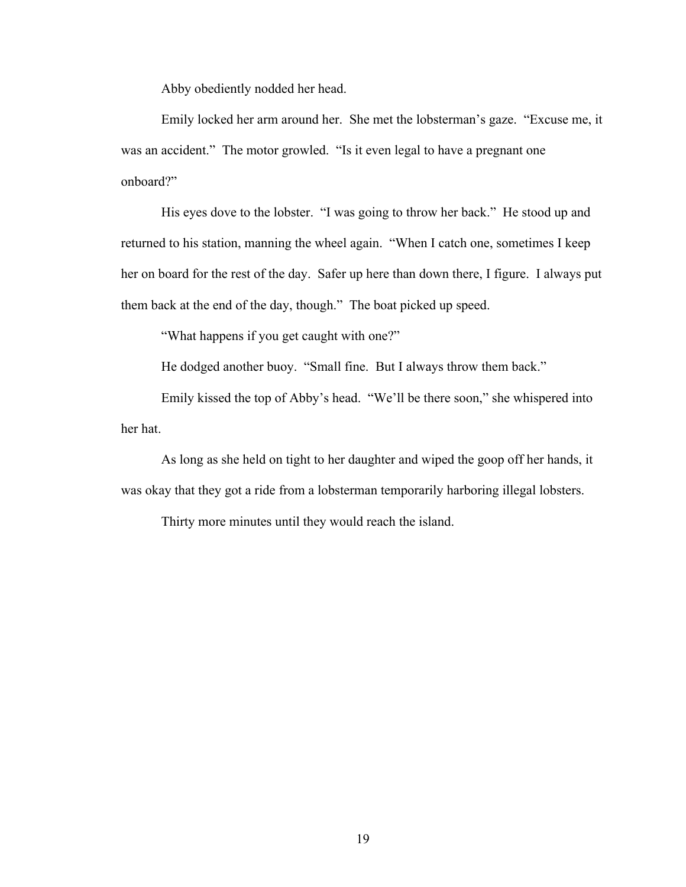Abby obediently nodded her head.

Emily locked her arm around her. She met the lobsterman's gaze. "Excuse me, it was an accident." The motor growled. "Is it even legal to have a pregnant one onboard?"

His eyes dove to the lobster. "I was going to throw her back." He stood up and returned to his station, manning the wheel again. "When I catch one, sometimes I keep her on board for the rest of the day. Safer up here than down there, I figure. I always put them back at the end of the day, though." The boat picked up speed.

"What happens if you get caught with one?"

He dodged another buoy. "Small fine. But I always throw them back."

Emily kissed the top of Abby's head. "We'll be there soon," she whispered into her hat.

As long as she held on tight to her daughter and wiped the goop off her hands, it was okay that they got a ride from a lobsterman temporarily harboring illegal lobsters.

Thirty more minutes until they would reach the island.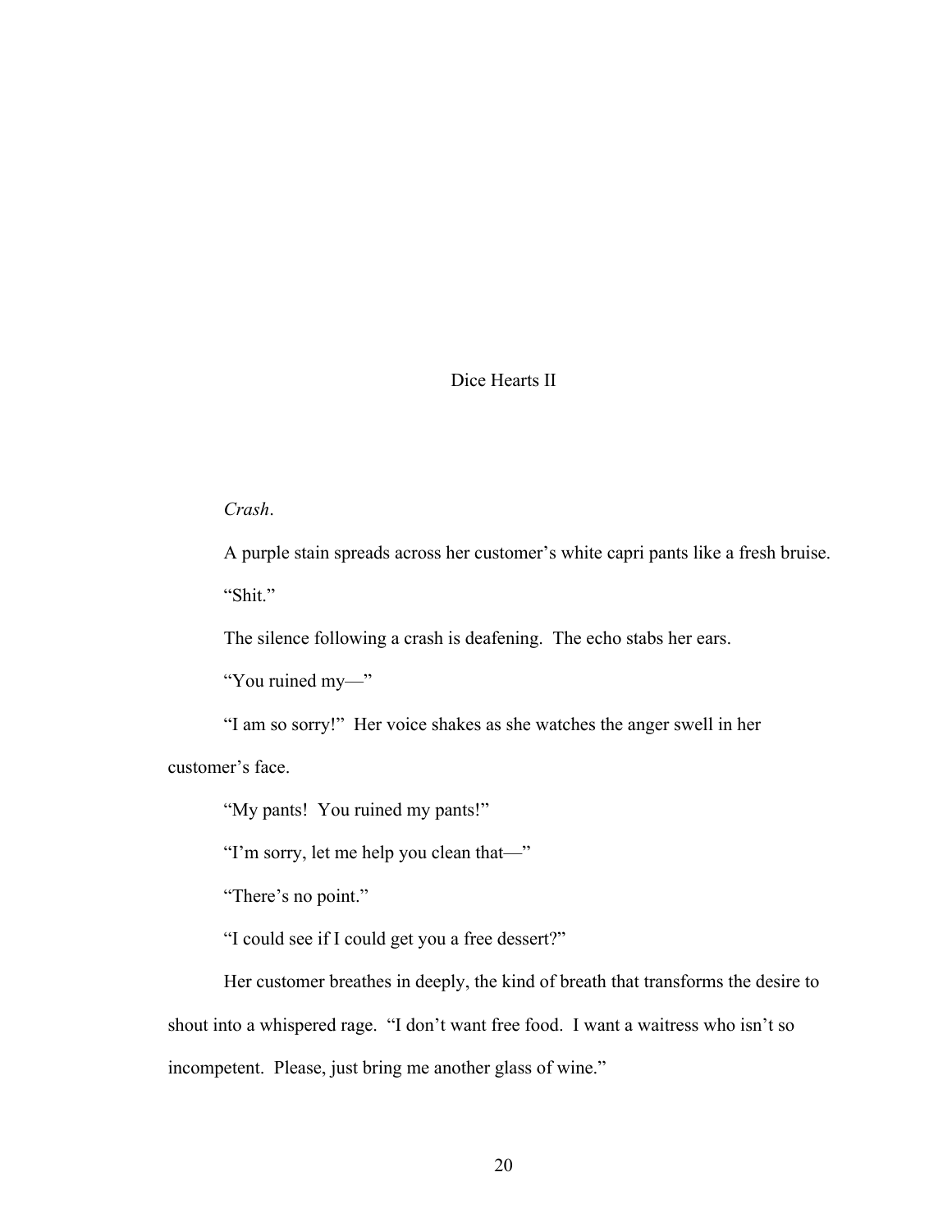# Dice Hearts II

*Crash*.

A purple stain spreads across her customer's white capri pants like a fresh bruise.

"Shit."

The silence following a crash is deafening. The echo stabs her ears.

"You ruined my—"

"I am so sorry!" Her voice shakes as she watches the anger swell in her customer's face.

"My pants! You ruined my pants!"

"I'm sorry, let me help you clean that—"

"There's no point."

"I could see if I could get you a free dessert?"

Her customer breathes in deeply, the kind of breath that transforms the desire to shout into a whispered rage. "I don't want free food. I want a waitress who isn't so incompetent. Please, just bring me another glass of wine."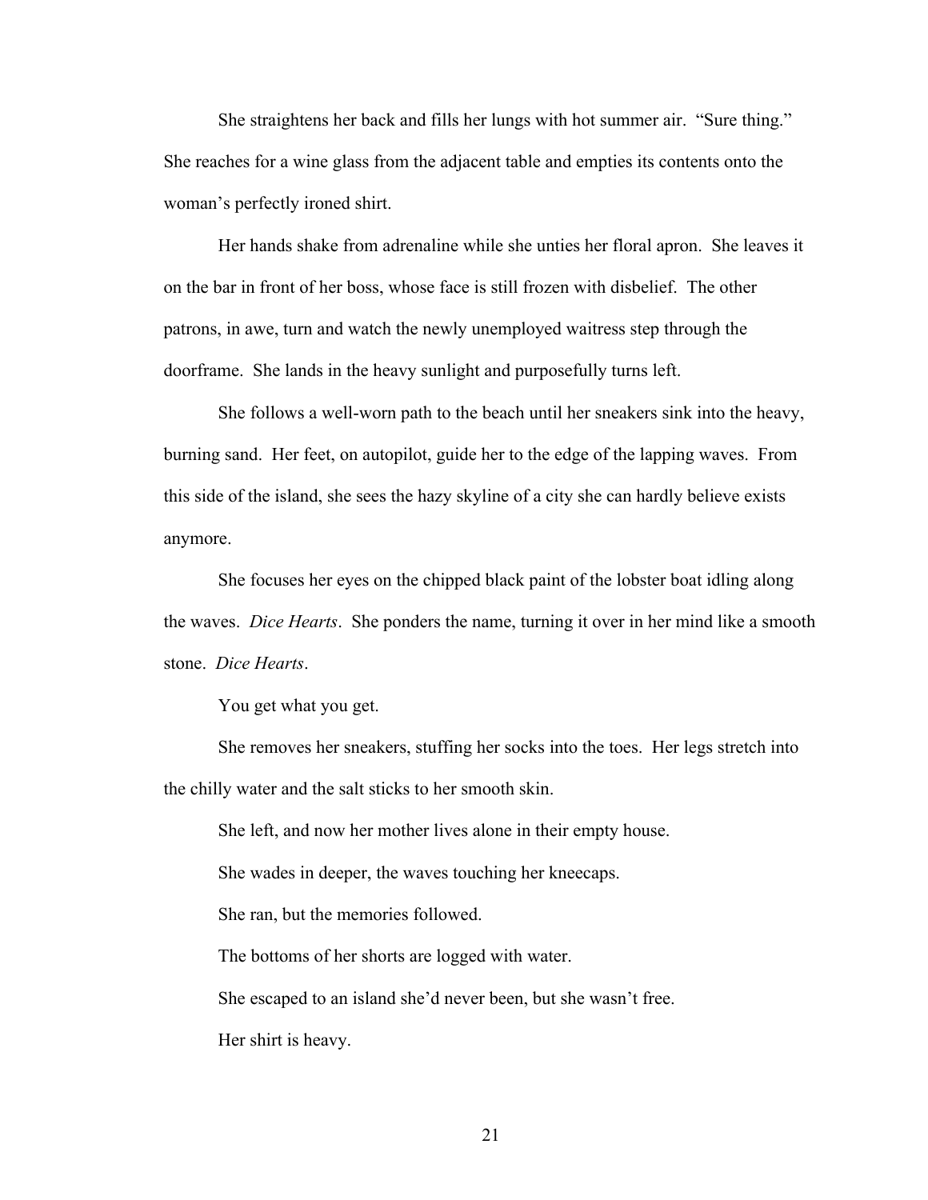She straightens her back and fills her lungs with hot summer air. "Sure thing." She reaches for a wine glass from the adjacent table and empties its contents onto the woman's perfectly ironed shirt.

Her hands shake from adrenaline while she unties her floral apron. She leaves it on the bar in front of her boss, whose face is still frozen with disbelief. The other patrons, in awe, turn and watch the newly unemployed waitress step through the doorframe. She lands in the heavy sunlight and purposefully turns left.

She follows a well-worn path to the beach until her sneakers sink into the heavy, burning sand. Her feet, on autopilot, guide her to the edge of the lapping waves. From this side of the island, she sees the hazy skyline of a city she can hardly believe exists anymore.

She focuses her eyes on the chipped black paint of the lobster boat idling along the waves. *Dice Hearts*. She ponders the name, turning it over in her mind like a smooth stone. *Dice Hearts*.

You get what you get.

She removes her sneakers, stuffing her socks into the toes. Her legs stretch into the chilly water and the salt sticks to her smooth skin.

She left, and now her mother lives alone in their empty house.

She wades in deeper, the waves touching her kneecaps.

She ran, but the memories followed.

The bottoms of her shorts are logged with water.

She escaped to an island she'd never been, but she wasn't free.

Her shirt is heavy.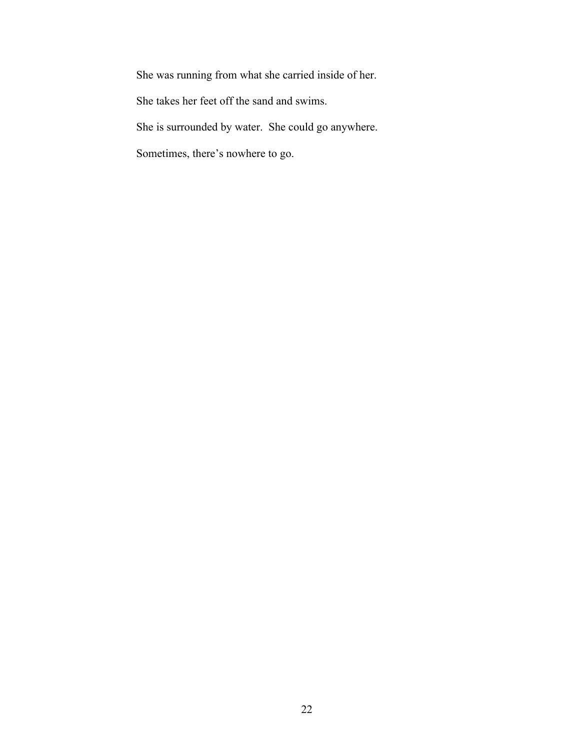She was running from what she carried inside of her.

She takes her feet off the sand and swims.

She is surrounded by water. She could go anywhere.

Sometimes, there's nowhere to go.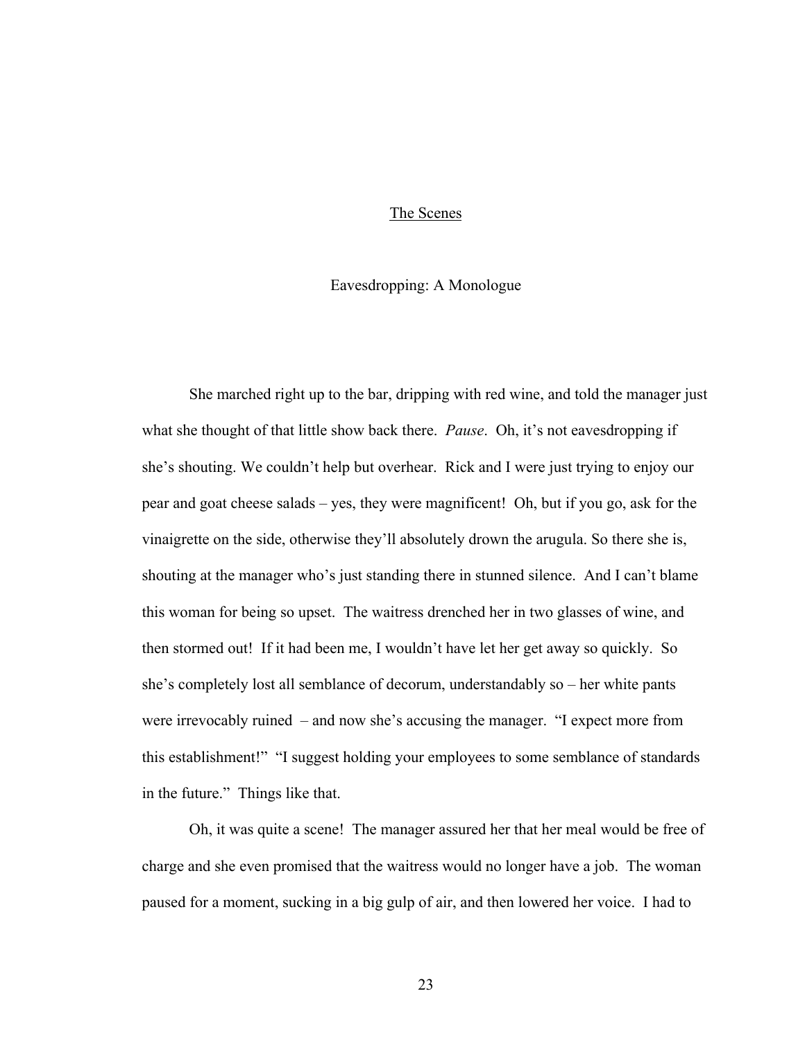## The Scenes

### Eavesdropping: A Monologue

She marched right up to the bar, dripping with red wine, and told the manager just what she thought of that little show back there. *Pause*. Oh, it's not eavesdropping if she's shouting. We couldn't help but overhear. Rick and I were just trying to enjoy our pear and goat cheese salads – yes, they were magnificent! Oh, but if you go, ask for the vinaigrette on the side, otherwise they'll absolutely drown the arugula. So there she is, shouting at the manager who's just standing there in stunned silence. And I can't blame this woman for being so upset. The waitress drenched her in two glasses of wine, and then stormed out! If it had been me, I wouldn't have let her get away so quickly. So she's completely lost all semblance of decorum, understandably so – her white pants were irrevocably ruined – and now she's accusing the manager. "I expect more from this establishment!" "I suggest holding your employees to some semblance of standards in the future." Things like that.

Oh, it was quite a scene! The manager assured her that her meal would be free of charge and she even promised that the waitress would no longer have a job. The woman paused for a moment, sucking in a big gulp of air, and then lowered her voice. I had to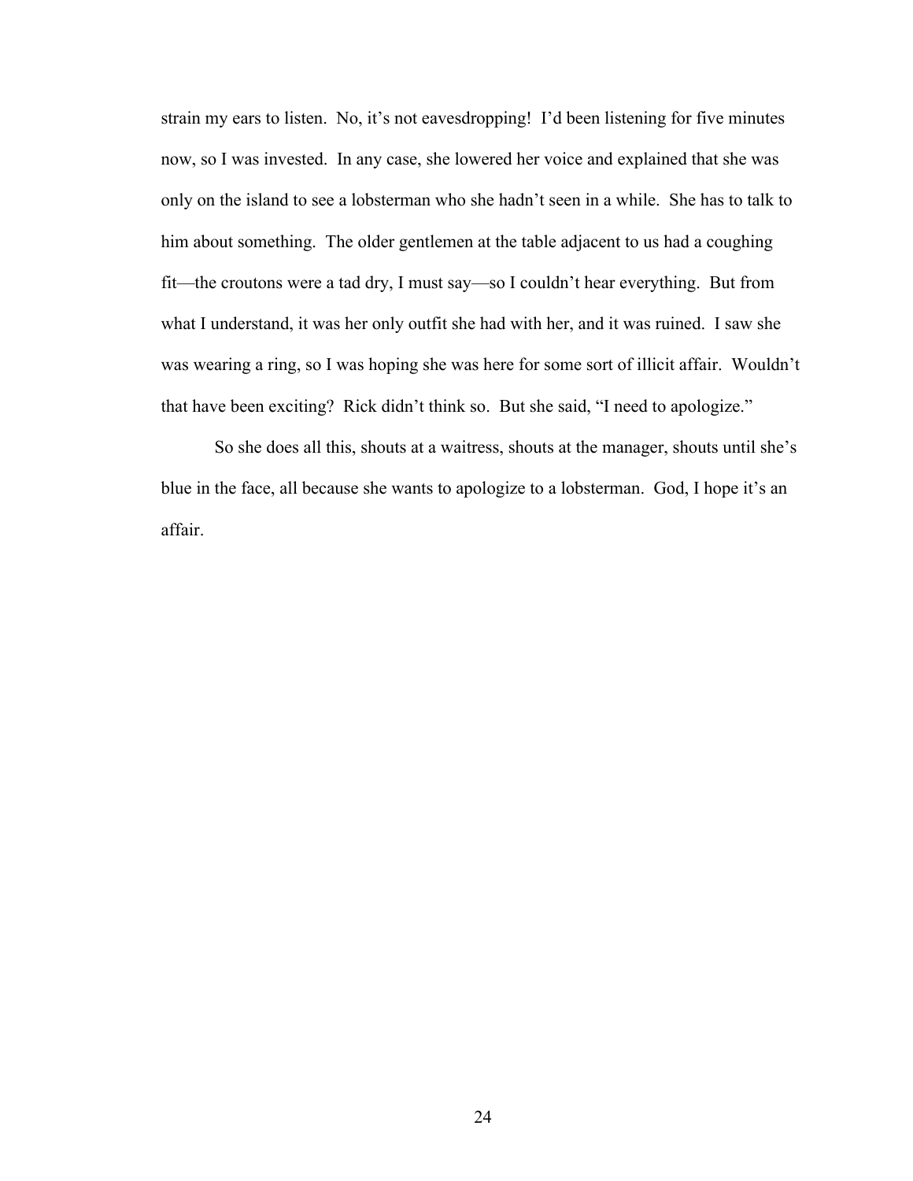strain my ears to listen. No, it's not eavesdropping! I'd been listening for five minutes now, so I was invested. In any case, she lowered her voice and explained that she was only on the island to see a lobsterman who she hadn't seen in a while. She has to talk to him about something. The older gentlemen at the table adjacent to us had a coughing fit—the croutons were a tad dry, I must say—so I couldn't hear everything. But from what I understand, it was her only outfit she had with her, and it was ruined. I saw she was wearing a ring, so I was hoping she was here for some sort of illicit affair. Wouldn't that have been exciting? Rick didn't think so. But she said, "I need to apologize."

So she does all this, shouts at a waitress, shouts at the manager, shouts until she's blue in the face, all because she wants to apologize to a lobsterman. God, I hope it's an affair.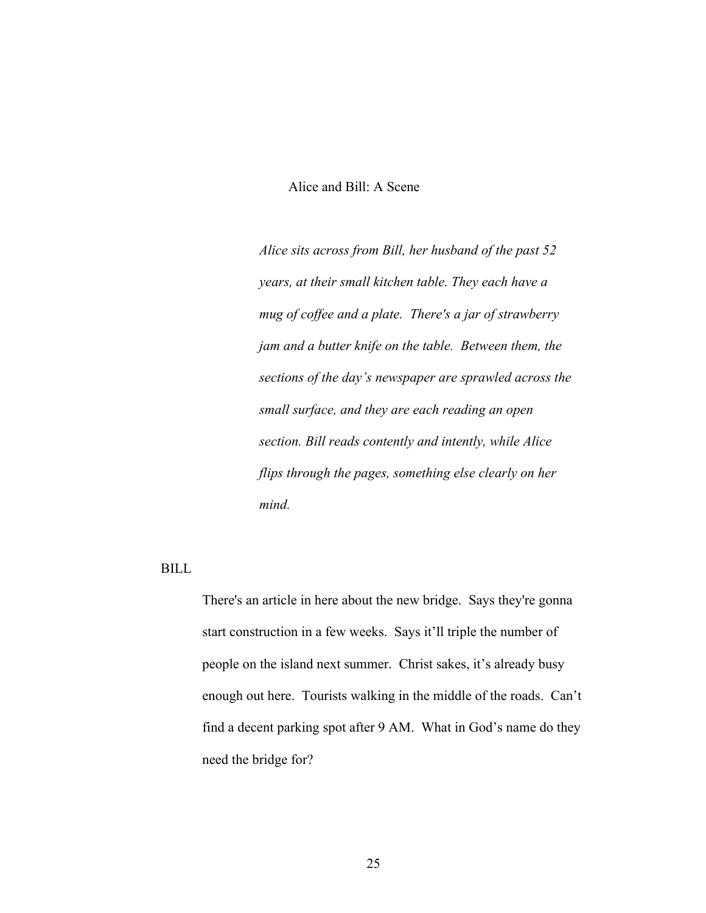Alice and Bill: A Scene

*Alice sits across from Bill, her husband of the past 52 years, at their small kitchen table. They each have a mug of coffee and a plate. There's a jar of strawberry jam and a butter knife on the table. Between them, the sections of the day's newspaper are sprawled across the small surface, and they are each reading an open section. Bill reads contently and intently, while Alice flips through the pages, something else clearly on her mind.*

BILL

There's an article in here about the new bridge. Says they're gonna start construction in a few weeks. Says it'll triple the number of people on the island next summer. Christ sakes, it's already busy enough out here. Tourists walking in the middle of the roads. Can't find a decent parking spot after 9 AM. What in God's name do they need the bridge for?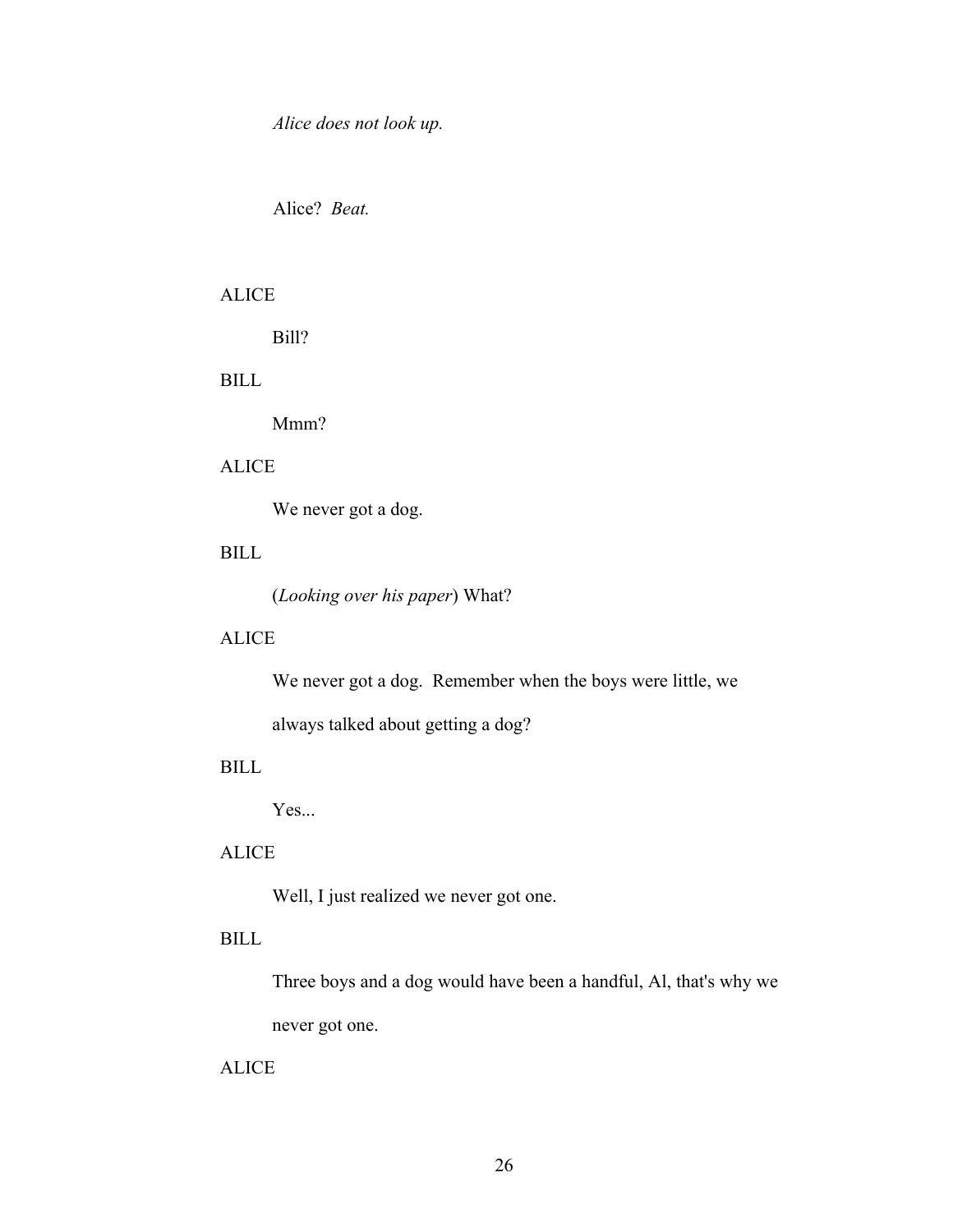*Alice does not look up.*

Alice? *Beat.*

ALICE

Bill?

BILL

Mmm?

ALICE

We never got a dog.

BILL

(*Looking over his paper*) What?

ALICE

We never got a dog. Remember when the boys were little, we always talked about getting a dog?

BILL

Yes...

ALICE

Well, I just realized we never got one.

BILL

Three boys and a dog would have been a handful, Al, that's why we never got one.

ALICE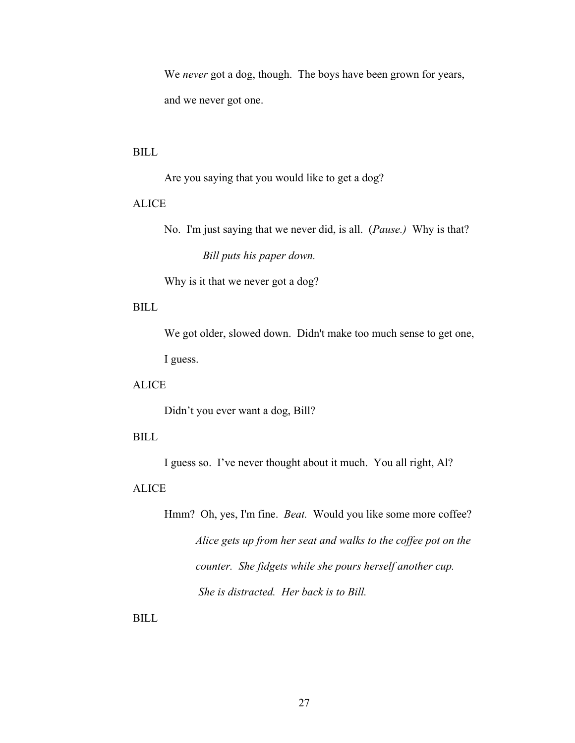We *never* got a dog, though. The boys have been grown for years, and we never got one.

BILL

Are you saying that you would like to get a dog?

ALICE

No. I'm just saying that we never did, is all. (*Pause.)* Why is that?

*Bill puts his paper down.*

Why is it that we never got a dog?

BILL

We got older, slowed down. Didn't make too much sense to get one, I guess.

ALICE

Didn't you ever want a dog, Bill?

BILL

I guess so. I've never thought about it much. You all right, Al?

ALICE

Hmm? Oh, yes, I'm fine. *Beat.* Would you like some more coffee?

*Alice gets up from her seat and walks to the coffee pot on the counter. She fidgets while she pours herself another cup. She is distracted. Her back is to Bill.*

BILL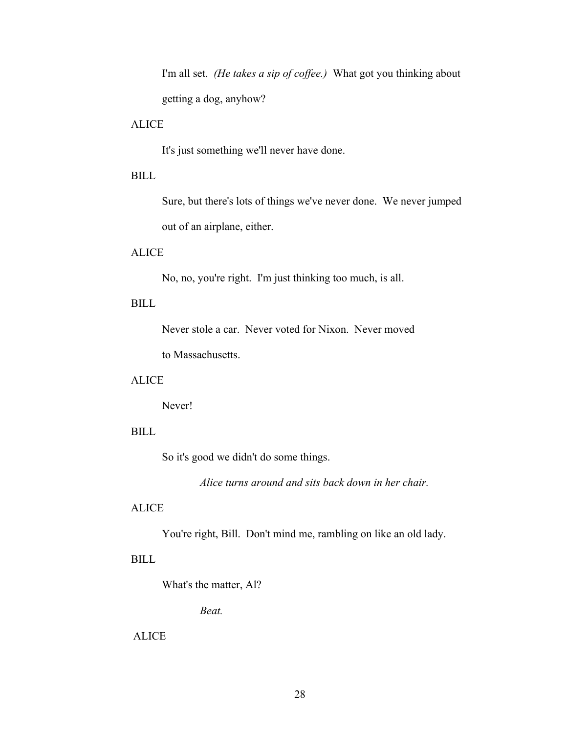I'm all set. *(He takes a sip of coffee.)* What got you thinking about getting a dog, anyhow?

ALICE

It's just something we'll never have done.

BILL

Sure, but there's lots of things we've never done. We never jumped out of an airplane, either.

ALICE

No, no, you're right. I'm just thinking too much, is all.

BILL

Never stole a car. Never voted for Nixon. Never moved to Massachusetts.

ALICE

Never!

BILL

So it's good we didn't do some things.

*Alice turns around and sits back down in her chair.*

ALICE

You're right, Bill. Don't mind me, rambling on like an old lady.

BILL

What's the matter, Al?

*Beat.*

ALICE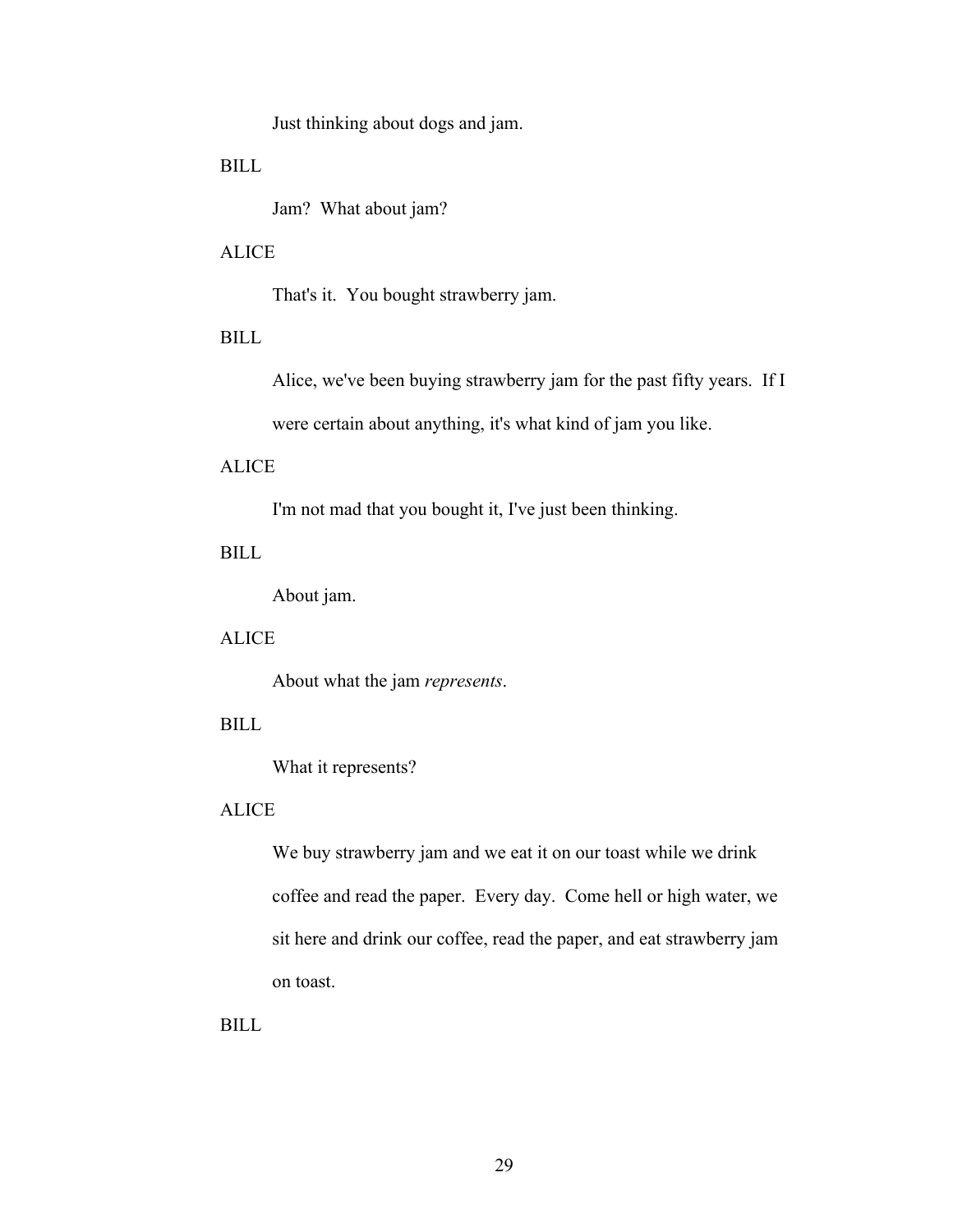Just thinking about dogs and jam.

BILL

Jam?  What about jam?

ALICE

That's it.  You bought strawberry jam.

BILL

Alice, we've been buying strawberry jam for the past fifty years.  If I were certain about anything, it's what kind of jam you like.

ALICE

I'm not mad that you bought it, I've just been thinking.

BILL

About jam.

ALICE

About what the jam *represents*.

BILL

What it represents?

ALICE

We buy strawberry jam and we eat it on our toast while we drink coffee and read the paper.  Every day.  Come hell or high water, we sit here and drink our coffee, read the paper, and eat strawberry jam on toast.

BILL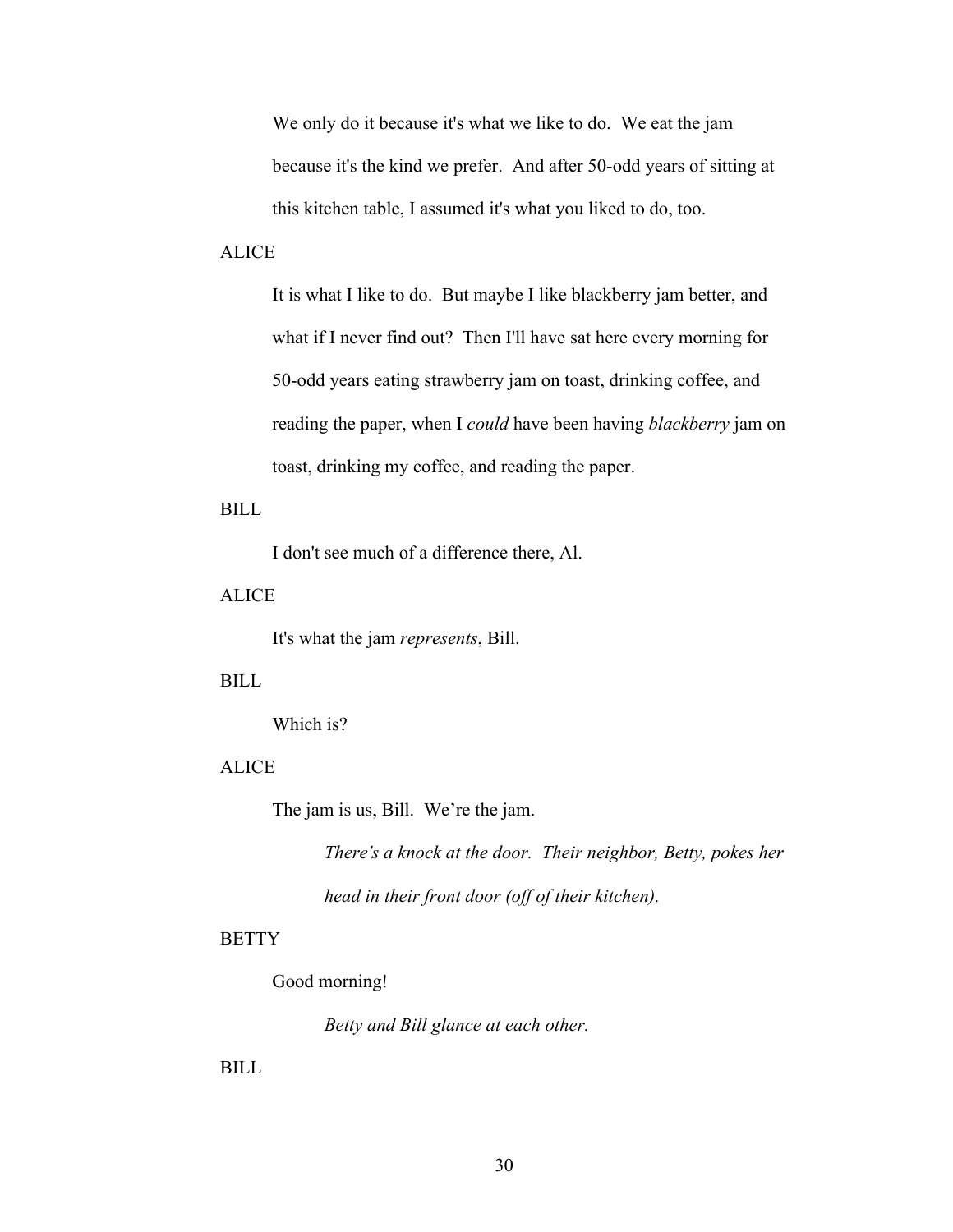We only do it because it's what we like to do. We eat the jam because it's the kind we prefer. And after 50-odd years of sitting at this kitchen table, I assumed it's what you liked to do, too.

ALICE

It is what I like to do. But maybe I like blackberry jam better, and what if I never find out? Then I'll have sat here every morning for 50-odd years eating strawberry jam on toast, drinking coffee, and reading the paper, when I *could* have been having *blackberry* jam on toast, drinking my coffee, and reading the paper.

BILL

I don't see much of a difference there, Al.

ALICE

It's what the jam *represents*, Bill.

BILL

Which is?

ALICE

The jam is us, Bill. We're the jam.

*There's a knock at the door. Their neighbor, Betty, pokes her head in their front door (off of their kitchen).*

BETTY

Good morning!

*Betty and Bill glance at each other.*

BILL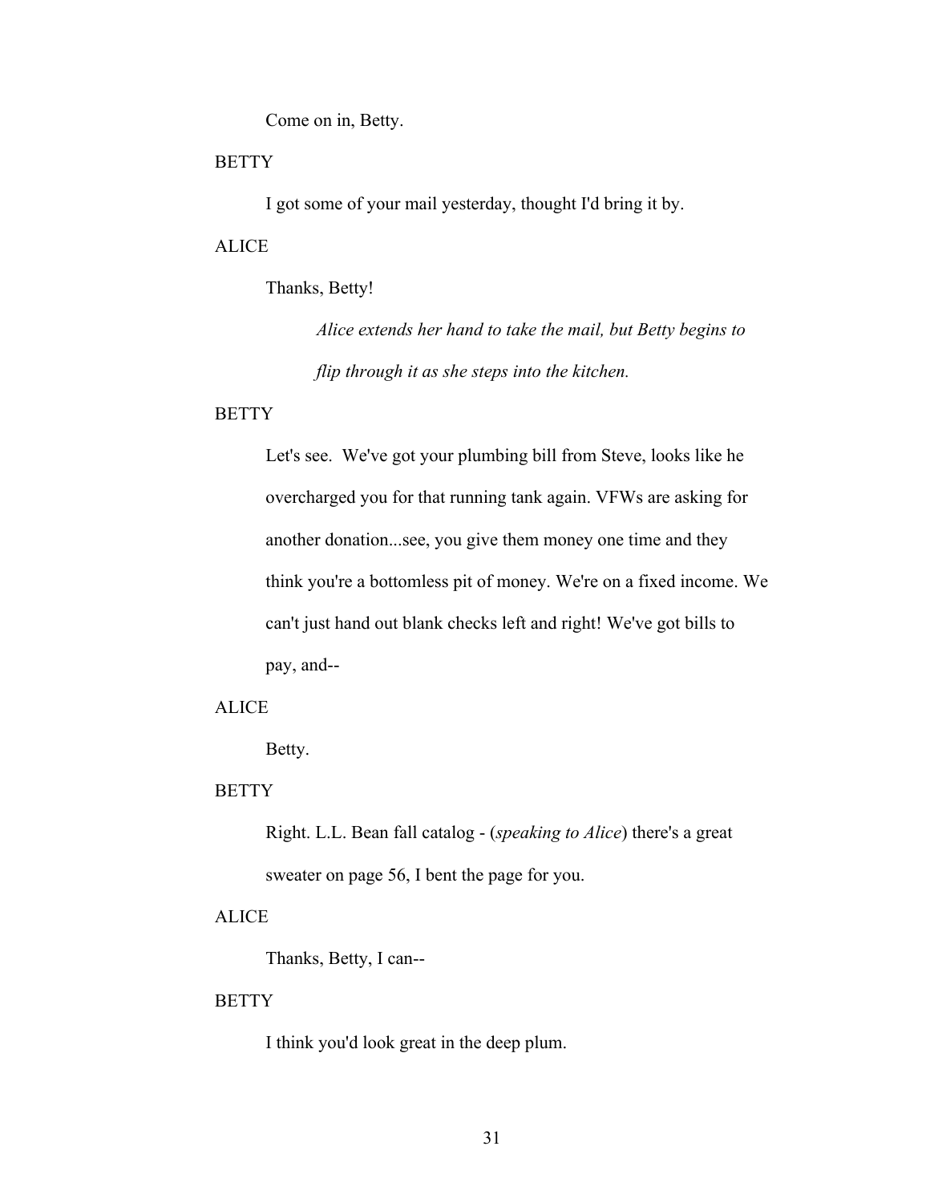Come on in, Betty.

BETTY

I got some of your mail yesterday, thought I'd bring it by.

ALICE

Thanks, Betty!

*Alice extends her hand to take the mail, but Betty begins to flip through it as she steps into the kitchen.*

BETTY

Let's see. We've got your plumbing bill from Steve, looks like he overcharged you for that running tank again. VFWs are asking for another donation...see, you give them money one time and they think you're a bottomless pit of money. We're on a fixed income. We can't just hand out blank checks left and right! We've got bills to pay, and--

ALICE

Betty.

BETTY

Right. L.L. Bean fall catalog - (*speaking to Alice*) there's a great sweater on page 56, I bent the page for you.

ALICE

Thanks, Betty, I can--

BETTY

I think you'd look great in the deep plum.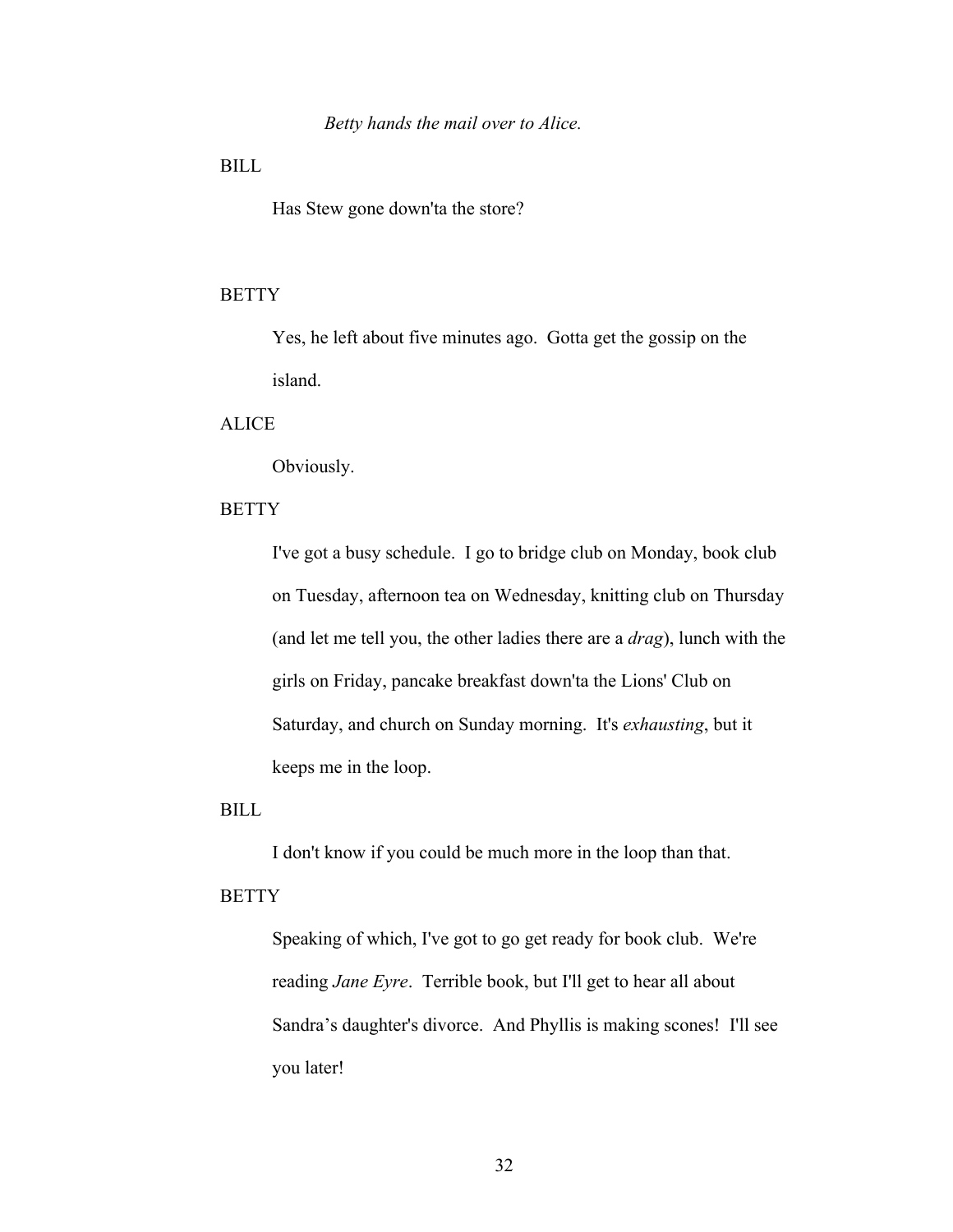*Betty hands the mail over to Alice.*

BILL

Has Stew gone down'ta the store?

BETTY

Yes, he left about five minutes ago. Gotta get the gossip on the island.

ALICE

Obviously.

BETTY

I've got a busy schedule. I go to bridge club on Monday, book club on Tuesday, afternoon tea on Wednesday, knitting club on Thursday (and let me tell you, the other ladies there are a *drag*), lunch with the girls on Friday, pancake breakfast down'ta the Lions' Club on Saturday, and church on Sunday morning. It's *exhausting*, but it keeps me in the loop.

BILL

I don't know if you could be much more in the loop than that.

BETTY

Speaking of which, I've got to go get ready for book club. We're reading *Jane Eyre*. Terrible book, but I'll get to hear all about Sandra's daughter's divorce. And Phyllis is making scones! I'll see you later!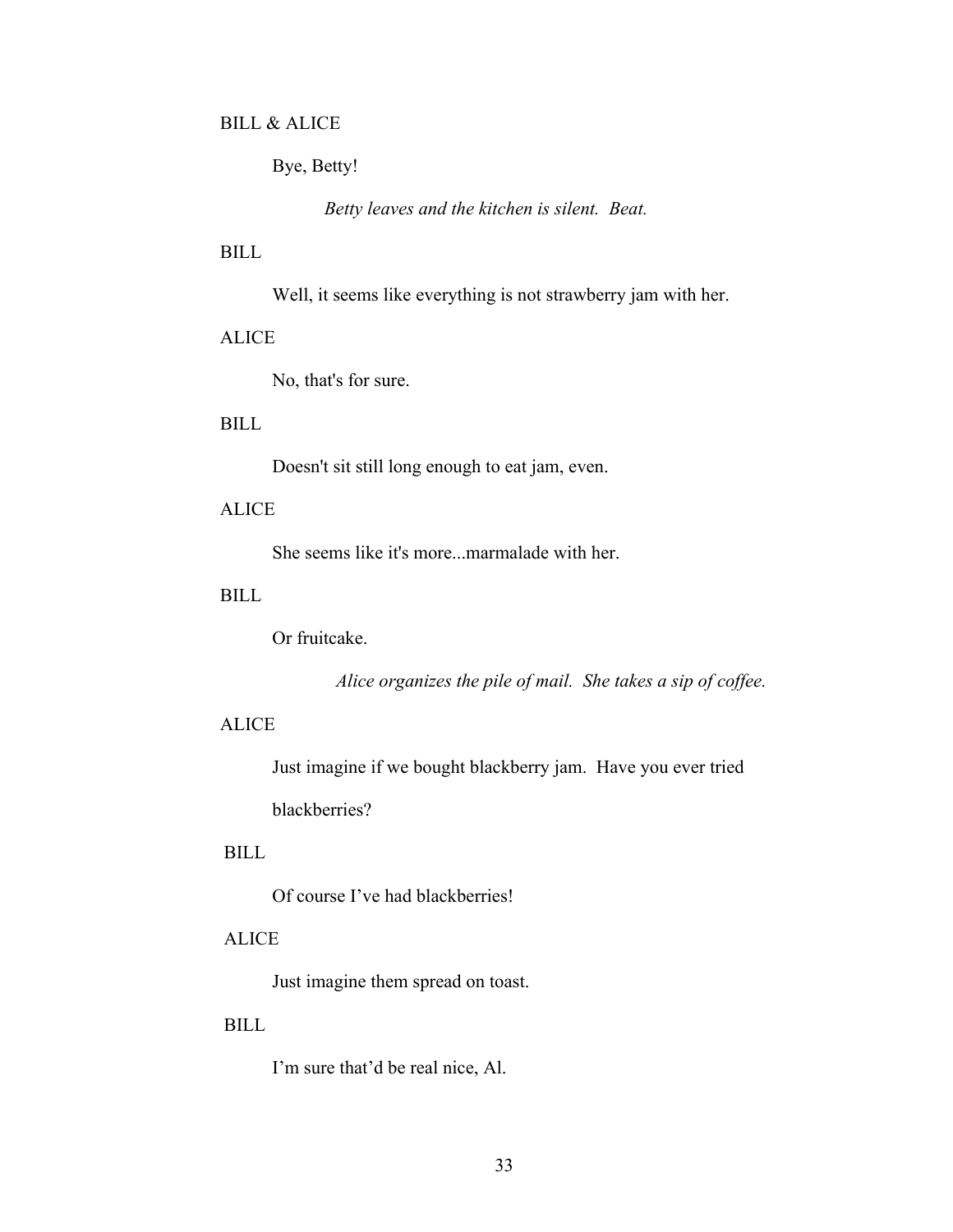BILL & ALICE

Bye, Betty!

*Betty leaves and the kitchen is silent. Beat.*

BILL

Well, it seems like everything is not strawberry jam with her.

ALICE

No, that's for sure.

BILL

Doesn't sit still long enough to eat jam, even.

ALICE

She seems like it's more...marmalade with her.

BILL

Or fruitcake.

*Alice organizes the pile of mail. She takes a sip of coffee.*

ALICE

Just imagine if we bought blackberry jam. Have you ever tried blackberries?

BILL

Of course I've had blackberries!

ALICE

Just imagine them spread on toast.

BILL

I'm sure that'd be real nice, Al.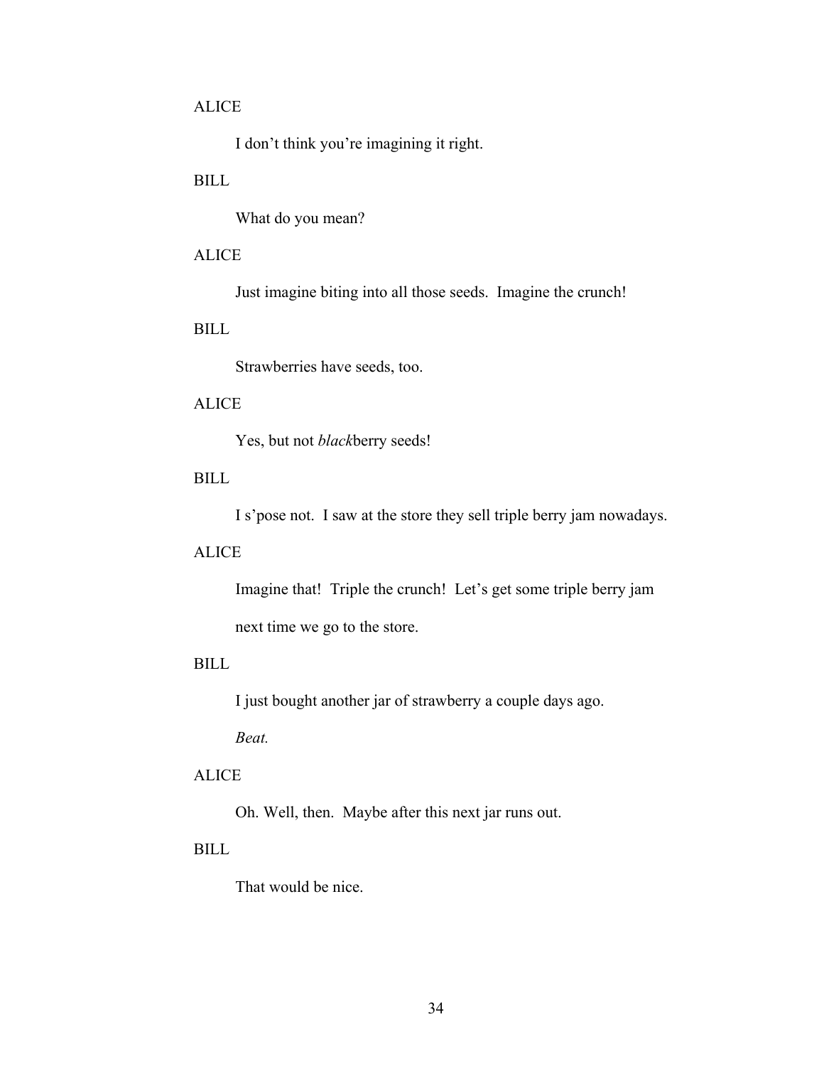ALICE

I don't think you're imagining it right.

BILL

What do you mean?

ALICE

Just imagine biting into all those seeds. Imagine the crunch!

BILL

Strawberries have seeds, too.

ALICE

Yes, but not *black*berry seeds!

BILL

I s'pose not. I saw at the store they sell triple berry jam nowadays.

ALICE

Imagine that! Triple the crunch! Let's get some triple berry jam next time we go to the store.

BILL

I just bought another jar of strawberry a couple days ago.

*Beat.*

ALICE

Oh. Well, then. Maybe after this next jar runs out.

BILL

That would be nice.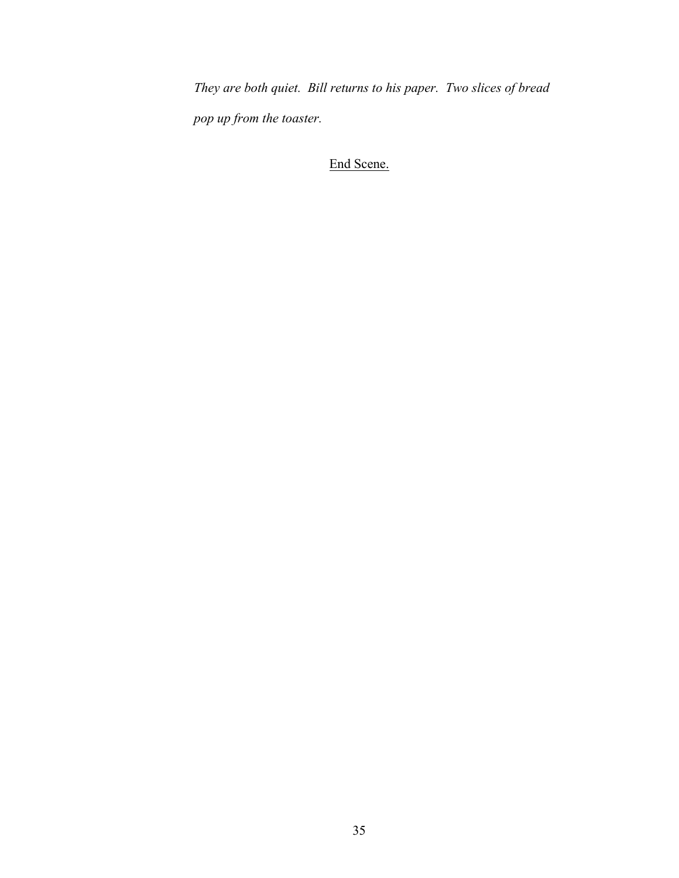*They are both quiet. Bill returns to his paper. Two slices of bread pop up from the toaster.*

<u>End Scene.</u>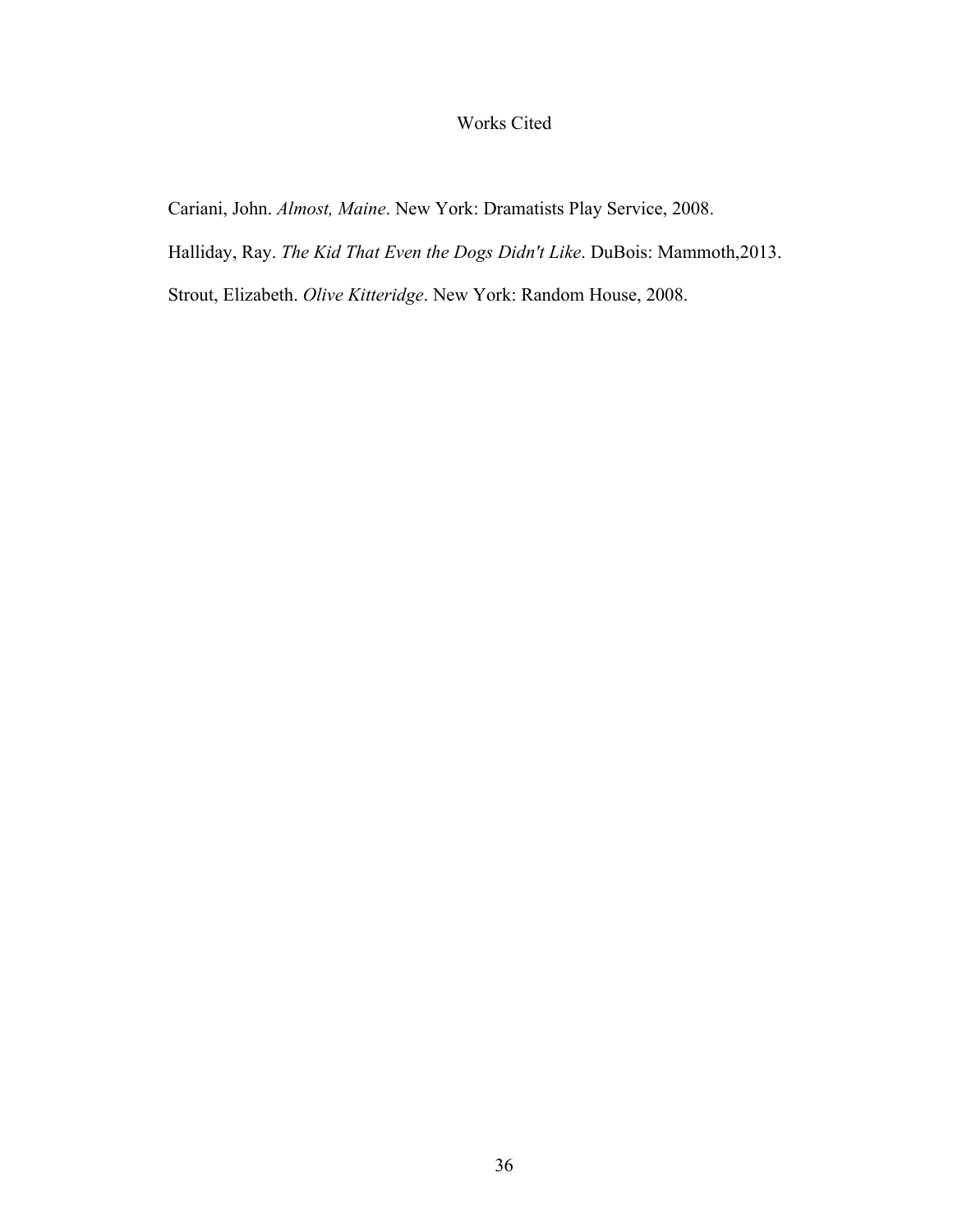# Works Cited

Cariani, John. *Almost, Maine*. New York: Dramatists Play Service, 2008.

Halliday, Ray. *The Kid That Even the Dogs Didn't Like*. DuBois: Mammoth,2013.

Strout, Elizabeth. *Olive Kitteridge*. New York: Random House, 2008.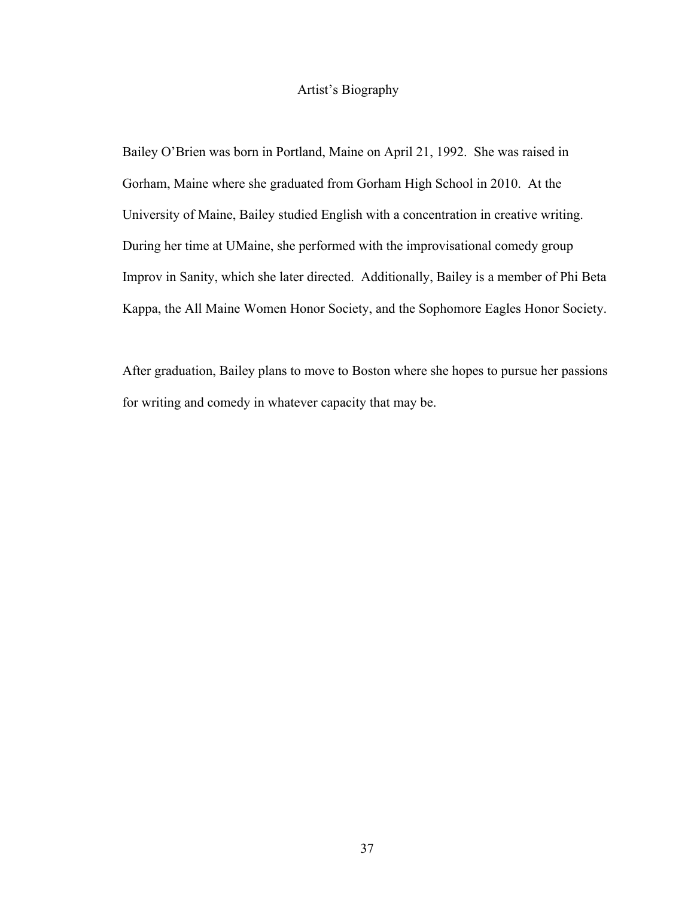# Artist's Biography

Bailey O'Brien was born in Portland, Maine on April 21, 1992. She was raised in Gorham, Maine where she graduated from Gorham High School in 2010. At the University of Maine, Bailey studied English with a concentration in creative writing. During her time at UMaine, she performed with the improvisational comedy group Improv in Sanity, which she later directed. Additionally, Bailey is a member of Phi Beta Kappa, the All Maine Women Honor Society, and the Sophomore Eagles Honor Society.

After graduation, Bailey plans to move to Boston where she hopes to pursue her passions for writing and comedy in whatever capacity that may be.